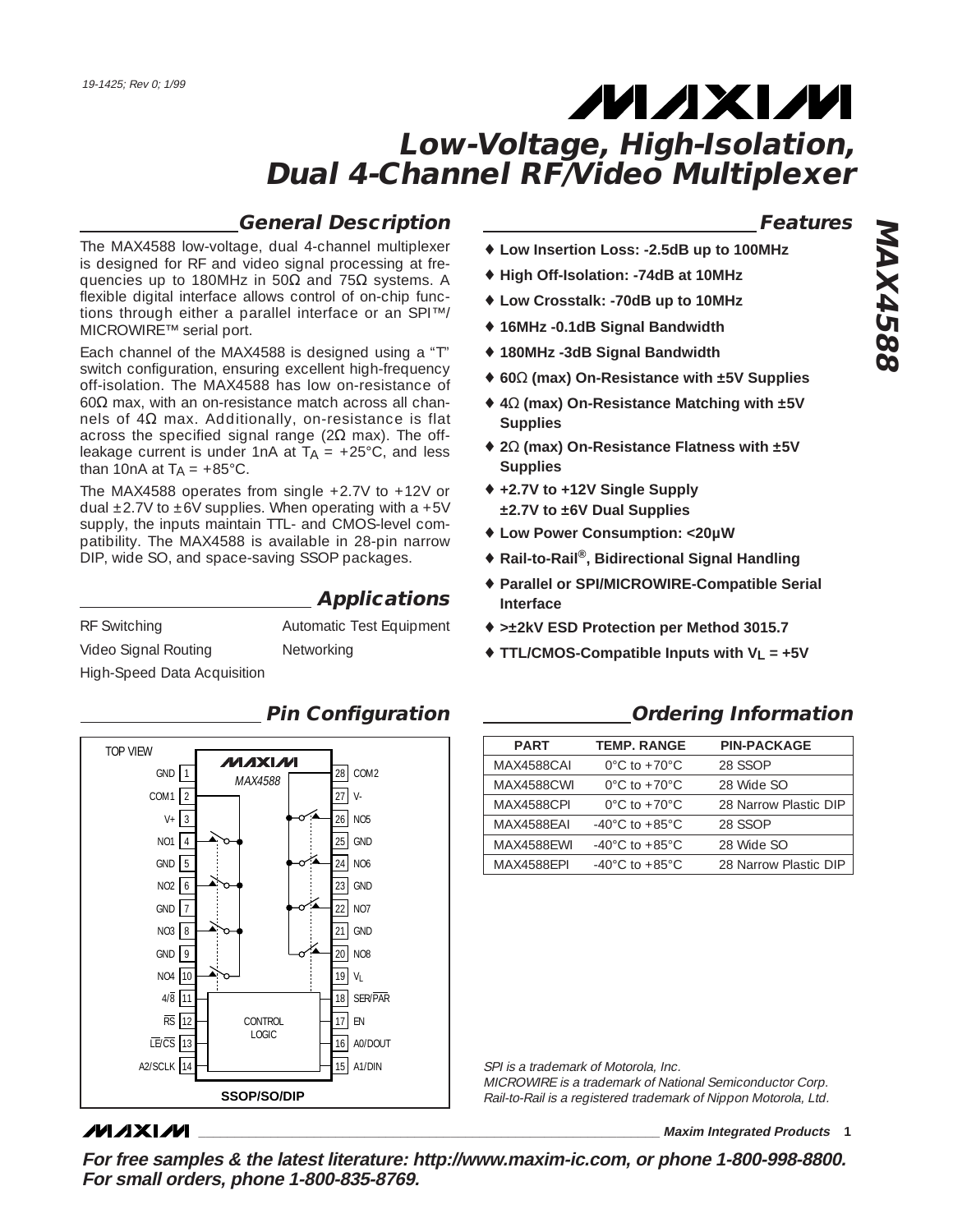19-1425; Rev 0; 1/99

# Low-Voltage, High-Isolation, Dual 4-Channel RF/Video Multiplexer

**MAX4588**

## General Description

The MAX4588 low-voltage, dual 4-channel multiplexer is designed for RF and video signal processing at frequencies up to 180MHz in 50Ω and 75Ω systems. A flexible digital interface allows control of on-chip functions through either a parallel interface or an SPI™/MICROWIRE™ serial port.

Each channel of the MAX4588 is designed using a "T" switch configuration, ensuring excellent high-frequency off-isolation. The MAX4588 has low on-resistance of 60Ω max, with an on-resistance match across all channels of 4Ω max. Additionally, on-resistance is flat across the specified signal range (2Ω max). The off-leakage current is under 1nA at $T_A$ = +25°C, and less than 10nA at $T_A$ = +85°C.

The MAX4588 operates from single +2.7V to +12V or dual ±2.7V to ±6V supplies. When operating with a +5V supply, the inputs maintain TTL- and CMOS-level compatibility. The MAX4588 is available in 28-pin narrow DIP, wide SO, and space-saving SSOP packages.

## Applications

- RF Switching
- Video Signal Routing
- High-Speed Data Acquisition
- Automatic Test Equipment
- Networking

## Features

- ♦ Low Insertion Loss: -2.5dB up to 100MHz
- ♦ High Off-Isolation: -74dB at 10MHz
- ♦ Low Crosstalk: -70dB up to 10MHz
- ♦ 16MHz -0.1dB Signal Bandwidth
- ♦ 180MHz -3dB Signal Bandwidth
- ♦ 60Ω (max) On-Resistance with ±5V Supplies
- ♦ 4Ω (max) On-Resistance Matching with ±5V Supplies
- ♦ 2Ω (max) On-Resistance Flatness with ±5V Supplies
- ♦ +2.7V to +12V Single Supply ±2.7V to ±6V Dual Supplies
- ♦ Low Power Consumption: <20µW
- ♦ Rail-to-Rail®, Bidirectional Signal Handling
- ♦ Parallel or SPI/MICROWIRE-Compatible Serial Interface
- ♦ >±2kV ESD Protection per Method 3015.7
- ♦ TTL/CMOS-Compatible Inputs with $V_L$ = +5V

## Pin Configuration

TOP VIEW — MAX4588 — SSOP/SO/DIP

| Pin | Name | Pin | Name |
|---|---|---|---|
| 1 | GND | 28 | COM2 |
| 2 | COM1 | 27 | V- |
| 3 | V+ | 26 | NO5 |
| 4 | NO1 | 25 | GND |
| 5 | GND | 24 | NO6 |
| 6 | NO2 | 23 | GND |
| 7 | GND | 22 | NO7 |
| 8 | NO3 | 21 | GND |
| 9 | GND | 20 | NO8 |
| 10 | NO4 | 19 | $V_L$ |
| 11 | 4/$\overline{8}$ | 18 | SER/$\overline{PAR}$ |
| 12 | $\overline{RS}$ | 17 | EN |
| 13 | $\overline{LE}$/$\overline{CS}$ | 16 | A0/DOUT |
| 14 | A2/SCLK | 15 | A1/DIN |

## Ordering Information

| PART | TEMP. RANGE | PIN-PACKAGE |
|---|---|---|
| MAX4588CAI | 0°C to +70°C | 28 SSOP |
| MAX4588CWI | 0°C to +70°C | 28 Wide SO |
| MAX4588CPI | 0°C to +70°C | 28 Narrow Plastic DIP |
| MAX4588EAI | -40°C to +85°C | 28 SSOP |
| MAX4588EWI | -40°C to +85°C | 28 Wide SO |
| MAX4588EPI | -40°C to +85°C | 28 Narrow Plastic DIP |

*SPI is a trademark of Motorola, Inc.*
*MICROWIRE is a trademark of National Semiconductor Corp.*
*Rail-to-Rail is a registered trademark of Nippon Motorola, Ltd.*

**Maxim Integrated Products**

***For free samples & the latest literature: http://www.maxim-ic.com, or phone 1-800-998-8800. For small orders, phone 1-800-835-8769.***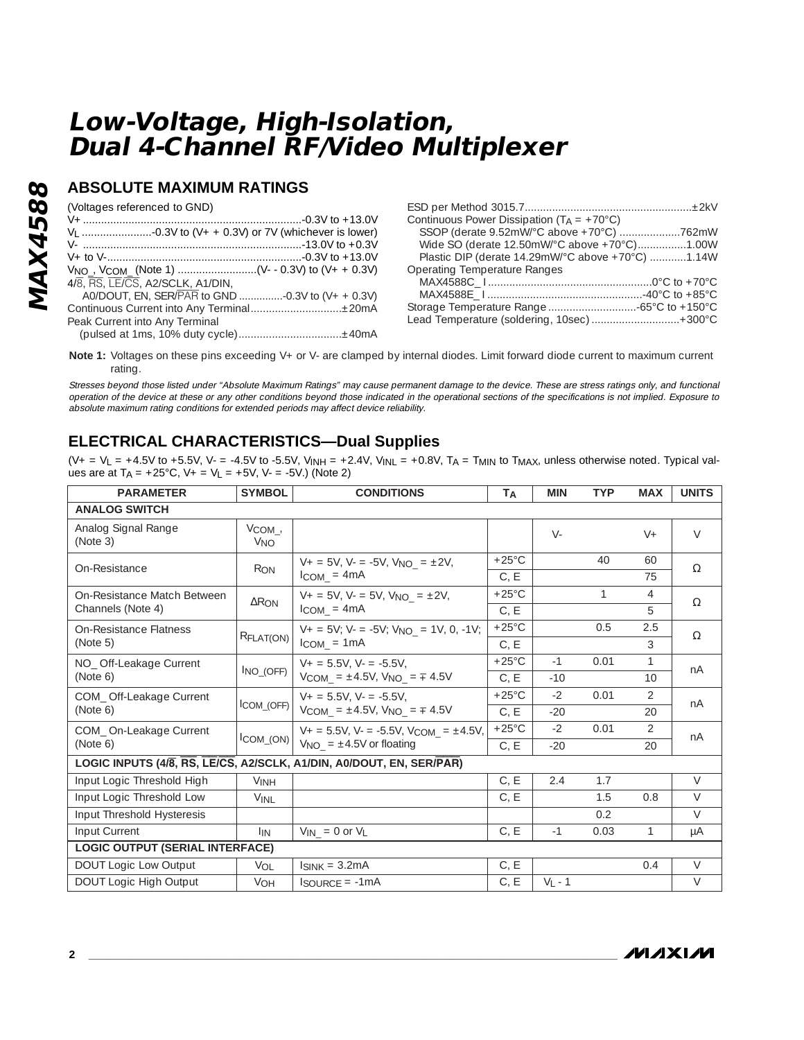# Low-Voltage, High-Isolation, Dual 4-Channel RF/Video Multiplexer

## ABSOLUTE MAXIMUM RATINGS

(Voltages referenced to GND)
V+ ........................................................................-0.3V to +13.0V
$V_L$ .......................-0.3V to (V+ + 0.3V) or 7V (whichever is lower)
V- ........................................................................-13.0V to +0.3V
V+ to V-.................................................................-0.3V to +13.0V
$V_{NO\_}$, $V_{COM\_}$ (Note 1) ..........................(V- - 0.3V) to (V+ + 0.3V)
4/$\overline{8}$, $\overline{RS}$, $\overline{LE}/\overline{CS}$, A2/SCLK, A1/DIN,
A0/DOUT, EN, SER/$\overline{PAR}$ to GND ...............-0.3V to (V+ + 0.3V)
Continuous Current into Any Terminal..............................±20mA
Peak Current into Any Terminal
(pulsed at 1ms, 10% duty cycle)..................................±40mA

ESD per Method 3015.7.......................................................±2kV
Continuous Power Dissipation ($T_A$ = +70°C)
SSOP (derate 9.52mW/°C above +70°C) ....................762mW
Wide SO (derate 12.50mW/°C above +70°C)................1.00W
Plastic DIP (derate 14.29mW/°C above +70°C) ............1.14W
Operating Temperature Ranges
MAX4588C_ I .....................................................0°C to +70°C
MAX4588E_ I ...................................................-40°C to +85°C
Storage Temperature Range .............................-65°C to +150°C
Lead Temperature (soldering, 10sec) .............................+300°C

**Note 1:** Voltages on these pins exceeding V+ or V- are clamped by internal diodes. Limit forward diode current to maximum current rating.

*Stresses beyond those listed under "Absolute Maximum Ratings" may cause permanent damage to the device. These are stress ratings only, and functional operation of the device at these or any other conditions beyond those indicated in the operational sections of the specifications is not implied. Exposure to absolute maximum rating conditions for extended periods may affect device reliability.*

## ELECTRICAL CHARACTERISTICS—Dual Supplies

(V+ = $V_L$ = +4.5V to +5.5V, V- = -4.5V to -5.5V, $V_{INH}$ = +2.4V, $V_{INL}$ = +0.8V, $T_A$ = $T_{MIN}$ to $T_{MAX}$, unless otherwise noted. Typical values are at $T_A$ = +25°C, V+ = $V_L$ = +5V, V- = -5V.) (Note 2)

| PARAMETER | SYMBOL | CONDITIONS | $T_A$ | MIN | TYP | MAX | UNITS |
|---|---|---|---|---|---|---|---|
| **ANALOG SWITCH** | | | | | | | |
| Analog Signal Range (Note 3) | $V_{COM\_}$, $V_{NO}$ | | | V- | | V+ | V |
| On-Resistance | $R_{ON}$ | V+ = 5V, V- = -5V, $V_{NO\_}$ = ±2V, $I_{COM\_}$ = 4mA | +25°C | | 40 | 60 | Ω |
| | | | C, E | | | 75 | |
| On-Resistance Match Between Channels (Note 4) | $\Delta R_{ON}$ | V+ = 5V, V- = 5V, $V_{NO\_}$ = ±2V, $I_{COM\_}$ = 4mA | +25°C | | 1 | 4 | Ω |
| | | | C, E | | | 5 | |
| On-Resistance Flatness (Note 5) | $R_{FLAT(ON)}$ | V+ = 5V; V- = -5V; $V_{NO\_}$ = 1V, 0, -1V; $I_{COM\_}$ = 1mA | +25°C | | 0.5 | 2.5 | Ω |
| | | | C, E | | | 3 | |
| NO_ Off-Leakage Current (Note 6) | $I_{NO\_(OFF)}$ | V+ = 5.5V, V- = -5.5V, $V_{COM\_}$ = ±4.5V, $V_{NO\_}$ = ∓ 4.5V | +25°C | -1 | 0.01 | 1 | nA |
| | | | C, E | -10 | | 10 | |
| COM_ Off-Leakage Current (Note 6) | $I_{COM\_(OFF)}$ | V+ = 5.5V, V- = -5.5V, $V_{COM\_}$ = ±4.5V, $V_{NO\_}$ = ∓ 4.5V | +25°C | -2 | 0.01 | 2 | nA |
| | | | C, E | -20 | | 20 | |
| COM_ On-Leakage Current (Note 6) | $I_{COM\_(ON)}$ | V+ = 5.5V, V- = -5.5V, $V_{COM\_}$ = ±4.5V, $V_{NO\_}$ = ±4.5V or floating | +25°C | -2 | 0.01 | 2 | nA |
| | | | C, E | -20 | | 20 | |
| **LOGIC INPUTS (4/$\overline{8}$, $\overline{RS}$, $\overline{LE}/\overline{CS}$, A2/SCLK, A1/DIN, A0/DOUT, EN, SER/$\overline{PAR}$)** | | | | | | | |
| Input Logic Threshold High | $V_{INH}$ | | C, E | 2.4 | 1.7 | | V |
| Input Logic Threshold Low | $V_{INL}$ | | C, E | | 1.5 | 0.8 | V |
| Input Threshold Hysteresis | | | | | 0.2 | | V |
| Input Current | $I_{IN}$ | $V_{IN\_}$ = 0 or $V_L$ | C, E | -1 | 0.03 | 1 | µA |
| **LOGIC OUTPUT (SERIAL INTERFACE)** | | | | | | | |
| DOUT Logic Low Output | $V_{OL}$ | $I_{SINK}$ = 3.2mA | C, E | | | 0.4 | V |
| DOUT Logic High Output | $V_{OH}$ | $I_{SOURCE}$ = -1mA | C, E | $V_L$ - 1 | | | V |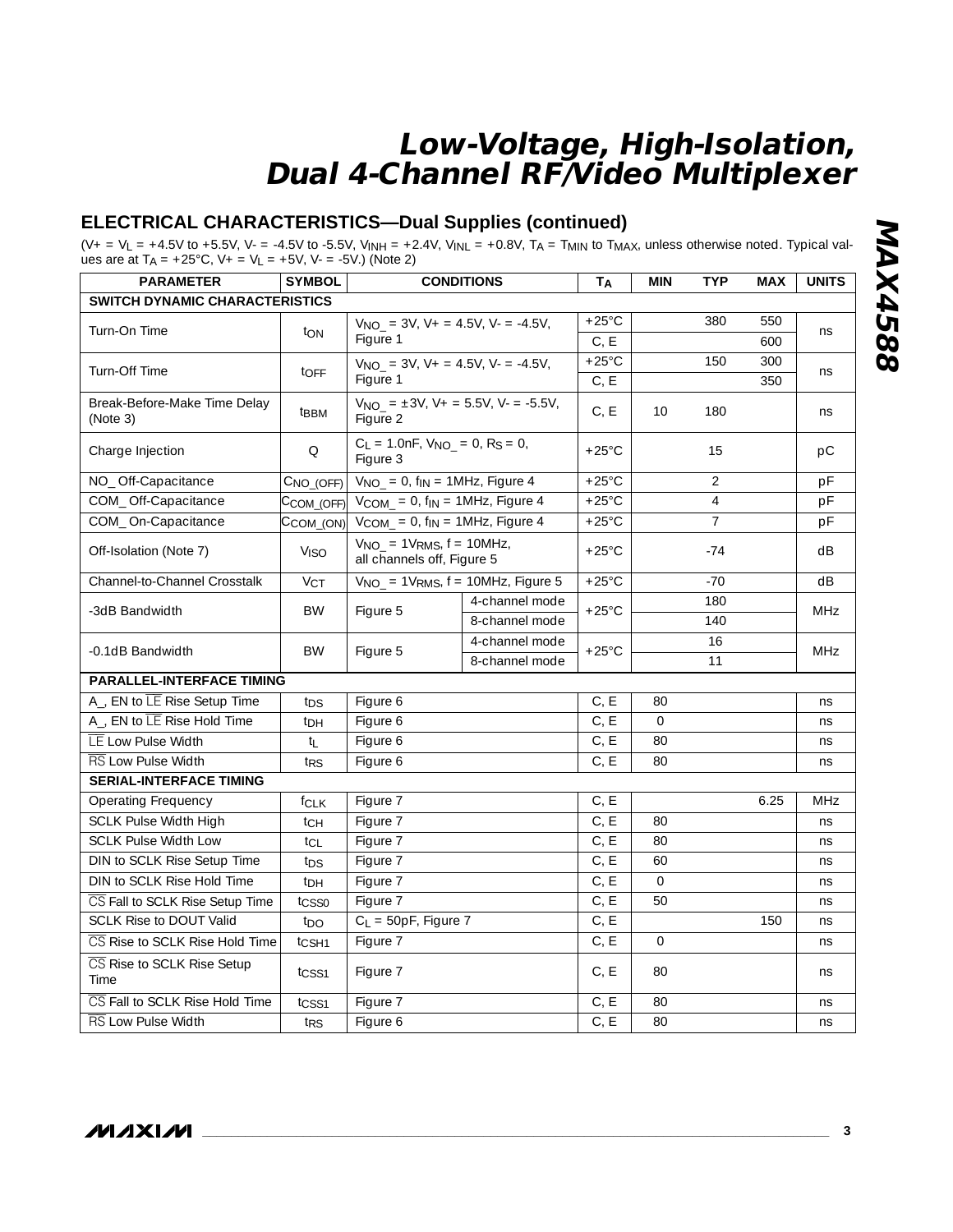## ELECTRICAL CHARACTERISTICS—Dual Supplies (continued)

($V+ = V_L = +4.5V$ to $+5.5V$, $V- = -4.5V$ to $-5.5V$, $V_{INH} = +2.4V$, $V_{INL} = +0.8V$, $T_A = T_{MIN}$ to $T_{MAX}$, unless otherwise noted. Typical values are at $T_A = +25°C$, $V+ = V_L = +5V$, $V- = -5V$.) (Note 2)

| PARAMETER | SYMBOL | CONDITIONS | | $T_A$ | MIN | TYP | MAX | UNITS |
|---|---|---|---|---|---|---|---|---|
| **SWITCH DYNAMIC CHARACTERISTICS** | | | | | | | | |
| Turn-On Time | $t_{ON}$ | $V_{NO\_} = 3V$, $V+ = 4.5V$, $V- = -4.5V$, Figure 1 | | +25°C | | 380 | 550 | ns |
| | | | | C, E | | | 600 | |
| Turn-Off Time | $t_{OFF}$ | $V_{NO\_} = 3V$, $V+ = 4.5V$, $V- = -4.5V$, Figure 1 | | +25°C | | 150 | 300 | ns |
| | | | | C, E | | | 350 | |
| Break-Before-Make Time Delay (Note 3) | $t_{BBM}$ | $V_{NO\_} = \pm 3V$, $V+ = 5.5V$, $V- = -5.5V$, Figure 2 | | C, E | 10 | 180 | | ns |
| Charge Injection | Q | $C_L = 1.0nF$, $V_{NO\_} = 0$, $R_S = 0$, Figure 3 | | +25°C | | 15 | | pC |
| NO_ Off-Capacitance | $C_{NO\_(OFF)}$ | $V_{NO\_} = 0$, $f_{IN} = 1MHz$, Figure 4 | | +25°C | | 2 | | pF |
| COM_ Off-Capacitance | $C_{COM\_(OFF)}$ | $V_{COM\_} = 0$, $f_{IN} = 1MHz$, Figure 4 | | +25°C | | 4 | | pF |
| COM_ On-Capacitance | $C_{COM\_(ON)}$ | $V_{COM\_} = 0$, $f_{IN} = 1MHz$, Figure 4 | | +25°C | | 7 | | pF |
| Off-Isolation (Note 7) | $V_{ISO}$ | $V_{NO\_} = 1V_{RMS}$, f = 10MHz, all channels off, Figure 5 | | +25°C | | -74 | | dB |
| Channel-to-Channel Crosstalk | $V_{CT}$ | $V_{NO\_} = 1V_{RMS}$, f = 10MHz, Figure 5 | | +25°C | | -70 | | dB |
| -3dB Bandwidth | BW | Figure 5 | 4-channel mode | +25°C | | 180 | | MHz |
| | | | 8-channel mode | | | 140 | | |
| -0.1dB Bandwidth | BW | Figure 5 | 4-channel mode | +25°C | | 16 | | MHz |
| | | | 8-channel mode | | | 11 | | |
| **PARALLEL-INTERFACE TIMING** | | | | | | | | |
| A_, EN to $\overline{LE}$ Rise Setup Time | $t_{DS}$ | Figure 6 | | C, E | 80 | | | ns |
| A_, EN to $\overline{LE}$ Rise Hold Time | $t_{DH}$ | Figure 6 | | C, E | 0 | | | ns |
| $\overline{LE}$ Low Pulse Width | $t_L$ | Figure 6 | | C, E | 80 | | | ns |
| $\overline{RS}$ Low Pulse Width | $t_{RS}$ | Figure 6 | | C, E | 80 | | | ns |
| **SERIAL-INTERFACE TIMING** | | | | | | | | |
| Operating Frequency | $f_{CLK}$ | Figure 7 | | C, E | | | 6.25 | MHz |
| SCLK Pulse Width High | $t_{CH}$ | Figure 7 | | C, E | 80 | | | ns |
| SCLK Pulse Width Low | $t_{CL}$ | Figure 7 | | C, E | 80 | | | ns |
| DIN to SCLK Rise Setup Time | $t_{DS}$ | Figure 7 | | C, E | 60 | | | ns |
| DIN to SCLK Rise Hold Time | $t_{DH}$ | Figure 7 | | C, E | 0 | | | ns |
| $\overline{CS}$ Fall to SCLK Rise Setup Time | $t_{CSS0}$ | Figure 7 | | C, E | 50 | | | ns |
| SCLK Rise to DOUT Valid | $t_{DO}$ | $C_L = 50pF$, Figure 7 | | C, E | | | 150 | ns |
| $\overline{CS}$ Rise to SCLK Rise Hold Time | $t_{CSH1}$ | Figure 7 | | C, E | 0 | | | ns |
| $\overline{CS}$ Rise to SCLK Rise Setup Time | $t_{CSS1}$ | Figure 7 | | C, E | 80 | | | ns |
| $\overline{CS}$ Fall to SCLK Rise Hold Time | $t_{CSS1}$ | Figure 7 | | C, E | 80 | | | ns |
| $\overline{RS}$ Low Pulse Width | $t_{RS}$ | Figure 6 | | C, E | 80 | | | ns |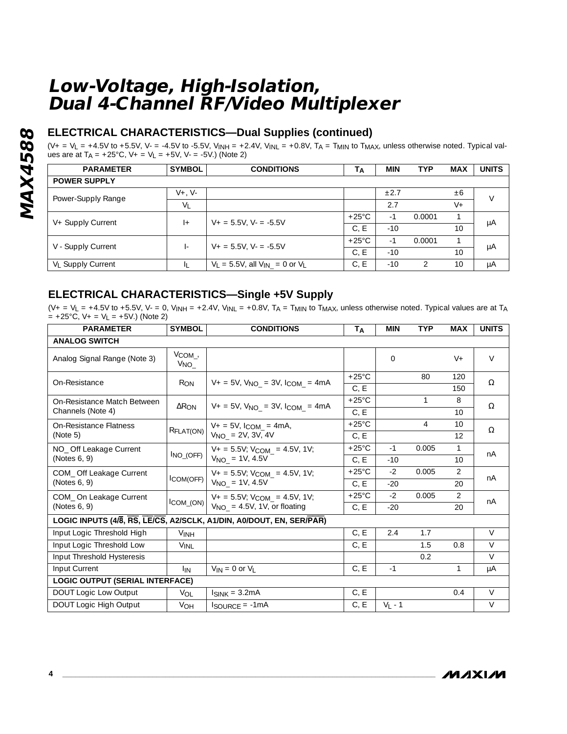# Low-Voltage, High-Isolation, Dual 4-Channel RF/Video Multiplexer

## ELECTRICAL CHARACTERISTICS—Dual Supplies (continued)

($V+ = V_L = +4.5V$ to $+5.5V$, $V- = -4.5V$ to $-5.5V$, $V_{INH} = +2.4V$, $V_{INL} = +0.8V$, $T_A = T_{MIN}$ to $T_{MAX}$, unless otherwise noted. Typical values are at $T_A = +25°C$, $V+ = V_L = +5V$, $V- = -5V$.) (Note 2)

| PARAMETER | SYMBOL | CONDITIONS | $T_A$ | MIN | TYP | MAX | UNITS |
|---|---|---|---|---|---|---|---|
| **POWER SUPPLY** | | | | | | | |
| Power-Supply Range | V+, V- | | | ±2.7 | | ±6 | V |
| | $V_L$ | | | 2.7 | | V+ | |
| V+ Supply Current | I+ | $V+ = 5.5V$, $V- = -5.5V$ | +25°C | -1 | 0.0001 | 1 | µA |
| | | | C, E | -10 | | 10 | |
| V - Supply Current | I- | $V+ = 5.5V$, $V- = -5.5V$ | +25°C | -1 | 0.0001 | 1 | µA |
| | | | C, E | -10 | | 10 | |
| $V_L$ Supply Current | $I_L$ | $V_L = 5.5V$, all $V_{IN\_} = 0$ or $V_L$ | C, E | -10 | 2 | 10 | µA |

## ELECTRICAL CHARACTERISTICS—Single +5V Supply

($V+ = V_L = +4.5V$ to $+5.5V$, $V- = 0$, $V_{INH} = +2.4V$, $V_{INL} = +0.8V$, $T_A = T_{MIN}$ to $T_{MAX}$, unless otherwise noted. Typical values are at $T_A = +25°C$, $V+ = V_L = +5V$.) (Note 2)

| PARAMETER | SYMBOL | CONDITIONS | $T_A$ | MIN | TYP | MAX | UNITS |
|---|---|---|---|---|---|---|---|
| **ANALOG SWITCH** | | | | | | | |
| Analog Signal Range (Note 3) | $V_{COM\_}$, $V_{NO\_}$ | | | 0 | | V+ | V |
| On-Resistance | $R_{ON}$ | $V+ = 5V$, $V_{NO\_} = 3V$, $I_{COM\_} = 4mA$ | +25°C | | 80 | 120 | Ω |
| | | | C, E | | | 150 | |
| On-Resistance Match Between Channels (Note 4) | $ΔR_{ON}$ | $V+ = 5V$, $V_{NO\_} = 3V$, $I_{COM\_} = 4mA$ | +25°C | | 1 | 8 | Ω |
| | | | C, E | | | 10 | |
| On-Resistance Flatness (Note 5) | $R_{FLAT(ON)}$ | $V+ = 5V$, $I_{COM\_} = 4mA$, $V_{NO\_} = 2V, 3V, 4V$ | +25°C | | 4 | 10 | Ω |
| | | | C, E | | | 12 | |
| NO_ Off Leakage Current (Notes 6, 9) | $I_{NO\_(OFF)}$ | $V+ = 5.5V$; $V_{COM\_} = 4.5V, 1V$; $V_{NO\_} = 1V, 4.5V$ | +25°C | -1 | 0.005 | 1 | nA |
| | | | C, E | -10 | | 10 | |
| COM_ Off Leakage Current (Notes 6, 9) | $I_{COM(OFF)}$ | $V+ = 5.5V$; $V_{COM\_} = 4.5V, 1V$; $V_{NO\_} = 1V, 4.5V$ | +25°C | -2 | 0.005 | 2 | nA |
| | | | C, E | -20 | | 20 | |
| COM_ On Leakage Current (Notes 6, 9) | $I_{COM\_(ON)}$ | $V+ = 5.5V$; $V_{COM\_} = 4.5V, 1V$; $V_{NO\_} = 4.5V, 1V$, or floating | +25°C | -2 | 0.005 | 2 | nA |
| | | | C, E | -20 | | 20 | |
| **LOGIC INPUTS (4/$\overline{8}$, $\overline{RS}$, $\overline{LE}$/$\overline{CS}$, A2/SCLK, A1/DIN, A0/DOUT, EN, SER/$\overline{PAR}$)** | | | | | | | |
| Input Logic Threshold High | $V_{INH}$ | | C, E | 2.4 | 1.7 | | V |
| Input Logic Threshold Low | $V_{INL}$ | | C, E | | 1.5 | 0.8 | V |
| Input Threshold Hysteresis | | | | | 0.2 | | V |
| Input Current | $I_{IN}$ | $V_{IN} = 0$ or $V_L$ | C, E | -1 | | 1 | µA |
| **LOGIC OUTPUT (SERIAL INTERFACE)** | | | | | | | |
| DOUT Logic Low Output | $V_{OL}$ | $I_{SINK} = 3.2mA$ | C, E | | | 0.4 | V |
| DOUT Logic High Output | $V_{OH}$ | $I_{SOURCE} = -1mA$ | C, E | $V_L - 1$ | | | V |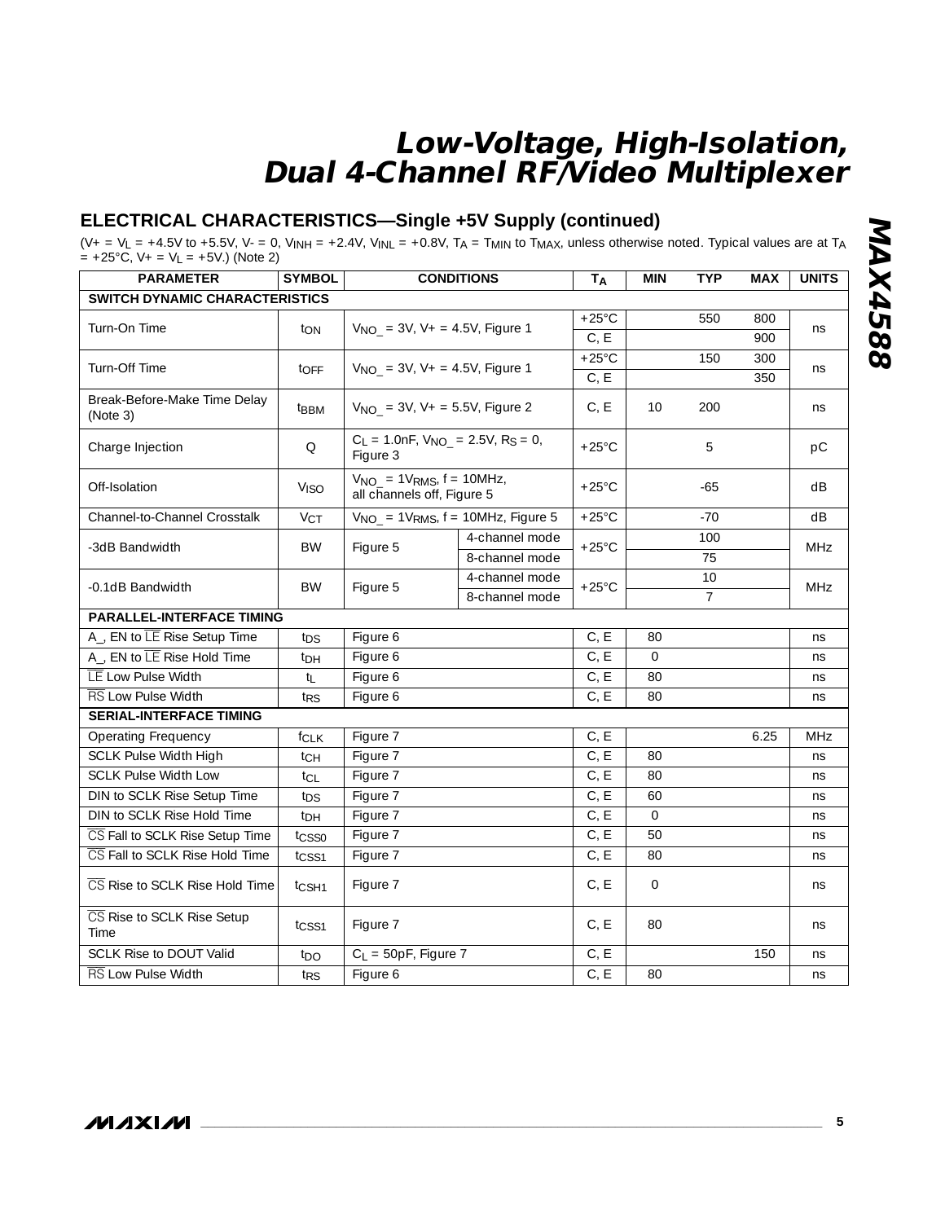## ELECTRICAL CHARACTERISTICS—Single +5V Supply (continued)

($V+ = V_L = +4.5V$ to $+5.5V$, $V- = 0$, $V_{INH} = +2.4V$, $V_{INL} = +0.8V$, $T_A = T_{MIN}$ to $T_{MAX}$, unless otherwise noted. Typical values are at $T_A = +25°C$, $V+ = V_L = +5V$.) (Note 2)

| PARAMETER | SYMBOL | CONDITIONS | | $T_A$ | MIN | TYP | MAX | UNITS |
|---|---|---|---|---|---|---|---|---|
| **SWITCH DYNAMIC CHARACTERISTICS** | | | | | | | | |
| Turn-On Time | $t_{ON}$ | $V_{NO\_} = 3V$, $V+ = 4.5V$, Figure 1 | | +25°C | | 550 | 800 | ns |
| | | | | C, E | | | 900 | |
| Turn-Off Time | $t_{OFF}$ | $V_{NO\_} = 3V$, $V+ = 4.5V$, Figure 1 | | +25°C | | 150 | 300 | ns |
| | | | | C, E | | | 350 | |
| Break-Before-Make Time Delay (Note 3) | $t_{BBM}$ | $V_{NO\_} = 3V$, $V+ = 5.5V$, Figure 2 | | C, E | 10 | 200 | | ns |
| Charge Injection | Q | $C_L = 1.0nF$, $V_{NO\_} = 2.5V$, $R_S = 0$, Figure 3 | | +25°C | | 5 | | pC |
| Off-Isolation | $V_{ISO}$ | $V_{NO\_} = 1V_{RMS}$, f = 10MHz, all channels off, Figure 5 | | +25°C | | -65 | | dB |
| Channel-to-Channel Crosstalk | $V_{CT}$ | $V_{NO\_} = 1V_{RMS}$, f = 10MHz, Figure 5 | | +25°C | | -70 | | dB |
| -3dB Bandwidth | BW | Figure 5 | 4-channel mode | +25°C | | 100 | | MHz |
| | | | 8-channel mode | | | 75 | | |
| -0.1dB Bandwidth | BW | Figure 5 | 4-channel mode | +25°C | | 10 | | MHz |
| | | | 8-channel mode | | | 7 | | |
| **PARALLEL-INTERFACE TIMING** | | | | | | | | |
| A_, EN to $\overline{LE}$ Rise Setup Time | $t_{DS}$ | Figure 6 | | C, E | 80 | | | ns |
| A_, EN to $\overline{LE}$ Rise Hold Time | $t_{DH}$ | Figure 6 | | C, E | 0 | | | ns |
| $\overline{LE}$ Low Pulse Width | $t_L$ | Figure 6 | | C, E | 80 | | | ns |
| $\overline{RS}$ Low Pulse Width | $t_{RS}$ | Figure 6 | | C, E | 80 | | | ns |
| **SERIAL-INTERFACE TIMING** | | | | | | | | |
| Operating Frequency | $f_{CLK}$ | Figure 7 | | C, E | | | 6.25 | MHz |
| SCLK Pulse Width High | $t_{CH}$ | Figure 7 | | C, E | 80 | | | ns |
| SCLK Pulse Width Low | $t_{CL}$ | Figure 7 | | C, E | 80 | | | ns |
| DIN to SCLK Rise Setup Time | $t_{DS}$ | Figure 7 | | C, E | 60 | | | ns |
| DIN to SCLK Rise Hold Time | $t_{DH}$ | Figure 7 | | C, E | 0 | | | ns |
| $\overline{CS}$ Fall to SCLK Rise Setup Time | $t_{CSS0}$ | Figure 7 | | C, E | 50 | | | ns |
| $\overline{CS}$ Fall to SCLK Rise Hold Time | $t_{CSS1}$ | Figure 7 | | C, E | 80 | | | ns |
| $\overline{CS}$ Rise to SCLK Rise Hold Time | $t_{CSH1}$ | Figure 7 | | C, E | 0 | | | ns |
| $\overline{CS}$ Rise to SCLK Rise Setup Time | $t_{CSS1}$ | Figure 7 | | C, E | 80 | | | ns |
| SCLK Rise to DOUT Valid | $t_{DO}$ | $C_L = 50pF$, Figure 7 | | C, E | | | 150 | ns |
| $\overline{RS}$ Low Pulse Width | $t_{RS}$ | Figure 6 | | C, E | 80 | | | ns |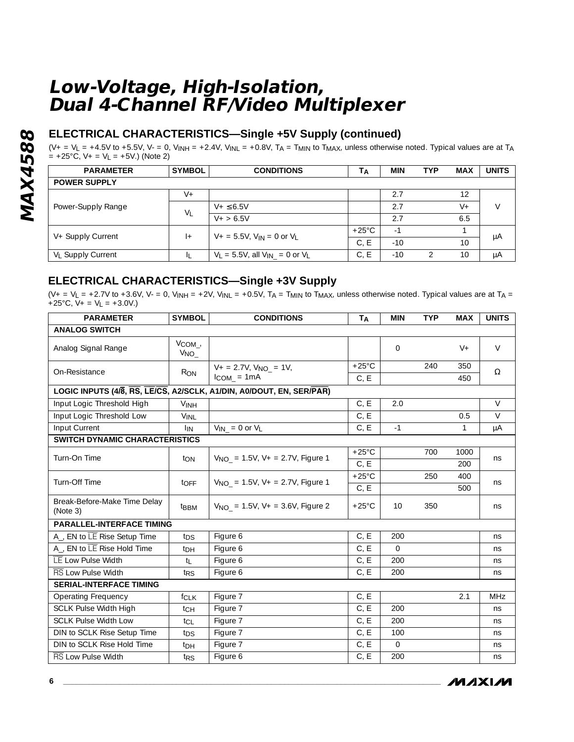# Low-Voltage, High-Isolation, Dual 4-Channel RF/Video Multiplexer

## ELECTRICAL CHARACTERISTICS—Single +5V Supply (continued)

(V+ = $V_L$ = +4.5V to +5.5V, V- = 0, $V_{INH}$ = +2.4V, $V_{INL}$ = +0.8V, $T_A$ = $T_{MIN}$ to $T_{MAX}$, unless otherwise noted. Typical values are at $T_A$ = +25°C, V+ = $V_L$ = +5V.) (Note 2)

| PARAMETER | SYMBOL | CONDITIONS | $T_A$ | MIN | TYP | MAX | UNITS |
|---|---|---|---|---|---|---|---|
| **POWER SUPPLY** | | | | | | | |
| Power-Supply Range | V+ | | | 2.7 | | 12 | V |
| | $V_L$ | V+ ≤ 6.5V | | 2.7 | | V+ | |
| | | V+ > 6.5V | | 2.7 | | 6.5 | |
| V+ Supply Current | I+ | V+ = 5.5V, $V_{IN}$ = 0 or $V_L$ | +25°C | -1 | | 1 | µA |
| | | | C, E | -10 | | 10 | |
| $V_L$ Supply Current | $I_L$ | $V_L$ = 5.5V, all $V_{IN\_}$ = 0 or $V_L$ | C, E | -10 | 2 | 10 | µA |

## ELECTRICAL CHARACTERISTICS—Single +3V Supply

(V+ = $V_L$ = +2.7V to +3.6V, V- = 0, $V_{INH}$ = +2V, $V_{INL}$ = +0.5V, $T_A$ = $T_{MIN}$ to $T_{MAX}$, unless otherwise noted. Typical values are at $T_A$ = +25°C, V+ = $V_L$ = +3.0V.)

| PARAMETER | SYMBOL | CONDITIONS | $T_A$ | MIN | TYP | MAX | UNITS |
|---|---|---|---|---|---|---|---|
| **ANALOG SWITCH** | | | | | | | |
| Analog Signal Range | $V_{COM\_}$, $V_{NO\_}$ | | | 0 | | V+ | V |
| On-Resistance | $R_{ON}$ | V+ = 2.7V, $V_{NO\_}$ = 1V, $I_{COM\_}$ = 1mA | +25°C | | 240 | 350 | Ω |
| | | | C, E | | | 450 | |
| **LOGIC INPUTS (4/$\overline{8}$, $\overline{RS}$, $\overline{LE}$/$\overline{CS}$, A2/SCLK, A1/DIN, A0/DOUT, EN, SER/$\overline{PAR}$)** | | | | | | | |
| Input Logic Threshold High | $V_{INH}$ | | C, E | 2.0 | | | V |
| Input Logic Threshold Low | $V_{INL}$ | | C, E | | | 0.5 | V |
| Input Current | $I_{IN}$ | $V_{IN\_}$ = 0 or $V_L$ | C, E | -1 | | 1 | µA |
| **SWITCH DYNAMIC CHARACTERISTICS** | | | | | | | |
| Turn-On Time | $t_{ON}$ | $V_{NO\_}$ = 1.5V, V+ = 2.7V, Figure 1 | +25°C | | 700 | 1000 | ns |
| | | | C, E | | | 200 | |
| Turn-Off Time | $t_{OFF}$ | $V_{NO\_}$ = 1.5V, V+ = 2.7V, Figure 1 | +25°C | | 250 | 400 | ns |
| | | | C, E | | | 500 | |
| Break-Before-Make Time Delay (Note 3) | $t_{BBM}$ | $V_{NO\_}$ = 1.5V, V+ = 3.6V, Figure 2 | +25°C | 10 | 350 | | ns |
| **PARALLEL-INTERFACE TIMING** | | | | | | | |
| A\_, EN to $\overline{LE}$ Rise Setup Time | $t_{DS}$ | Figure 6 | C, E | 200 | | | ns |
| A\_, EN to $\overline{LE}$ Rise Hold Time | $t_{DH}$ | Figure 6 | C, E | 0 | | | ns |
| $\overline{LE}$ Low Pulse Width | $t_L$ | Figure 6 | C, E | 200 | | | ns |
| $\overline{RS}$ Low Pulse Width | $t_{RS}$ | Figure 6 | C, E | 200 | | | ns |
| **SERIAL-INTERFACE TIMING** | | | | | | | |
| Operating Frequency | $f_{CLK}$ | Figure 7 | C, E | | | 2.1 | MHz |
| SCLK Pulse Width High | $t_{CH}$ | Figure 7 | C, E | 200 | | | ns |
| SCLK Pulse Width Low | $t_{CL}$ | Figure 7 | C, E | 200 | | | ns |
| DIN to SCLK Rise Setup Time | $t_{DS}$ | Figure 7 | C, E | 100 | | | ns |
| DIN to SCLK Rise Hold Time | $t_{DH}$ | Figure 7 | C, E | 0 | | | ns |
| $\overline{RS}$ Low Pulse Width | $t_{RS}$ | Figure 6 | C, E | 200 | | | ns |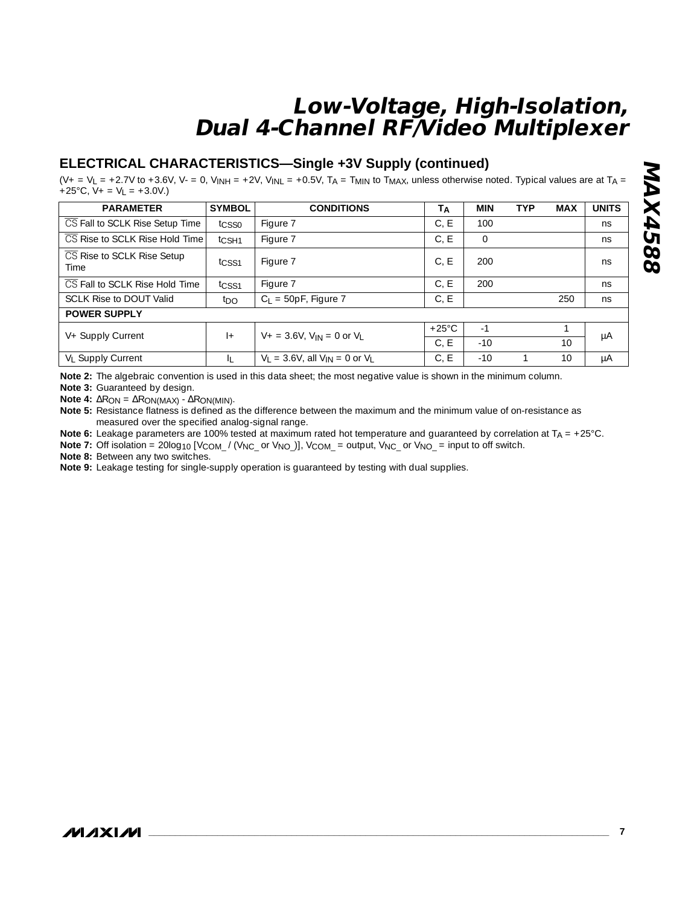## ELECTRICAL CHARACTERISTICS—Single +3V Supply (continued)

($V+ = V_L = +2.7V$ to $+3.6V$, $V- = 0$, $V_{INH} = +2V$, $V_{INL} = +0.5V$, $T_A = T_{MIN}$ to $T_{MAX}$, unless otherwise noted. Typical values are at $T_A = +25°C$, $V+ = V_L = +3.0V$.)

| PARAMETER | SYMBOL | CONDITIONS | $T_A$ | MIN | TYP | MAX | UNITS |
|---|---|---|---|---|---|---|---|
| $\overline{CS}$ Fall to SCLK Rise Setup Time | $t_{CSS0}$ | Figure 7 | C, E | 100 | | | ns |
| $\overline{CS}$ Rise to SCLK Rise Hold Time | $t_{CSH1}$ | Figure 7 | C, E | 0 | | | ns |
| $\overline{CS}$ Rise to SCLK Rise Setup Time | $t_{CSS1}$ | Figure 7 | C, E | 200 | | | ns |
| $\overline{CS}$ Fall to SCLK Rise Hold Time | $t_{CSS1}$ | Figure 7 | C, E | 200 | | | ns |
| SCLK Rise to DOUT Valid | $t_{DO}$ | $C_L$ = 50pF, Figure 7 | C, E | | | 250 | ns |
| **POWER SUPPLY** | | | | | | | |
| V+ Supply Current | I+ | V+ = 3.6V, $V_{IN}$ = 0 or $V_L$ | +25°C | -1 | | 1 | µA |
| | | | C, E | -10 | | 10 | |
| $V_L$ Supply Current | $I_L$ | $V_L$ = 3.6V, all $V_{IN}$ = 0 or $V_L$ | C, E | -10 | 1 | 10 | µA |

**Note 2:** The algebraic convention is used in this data sheet; the most negative value is shown in the minimum column.

**Note 3:** Guaranteed by design.

**Note 4:** $\Delta R_{ON} = \Delta R_{ON(MAX)} - \Delta R_{ON(MIN)}$.

**Note 5:** Resistance flatness is defined as the difference between the maximum and the minimum value of on-resistance as measured over the specified analog-signal range.

**Note 6:** Leakage parameters are 100% tested at maximum rated hot temperature and guaranteed by correlation at $T_A$ = +25°C.

**Note 7:** Off isolation = $20\log_{10}$ [$V_{COM\_}$ / ($V_{NC\_}$ or $V_{NO\_}$)], $V_{COM\_}$ = output, $V_{NC\_}$ or $V_{NO\_}$ = input to off switch.

**Note 8:** Between any two switches.

**Note 9:** Leakage testing for single-supply operation is guaranteed by testing with dual supplies.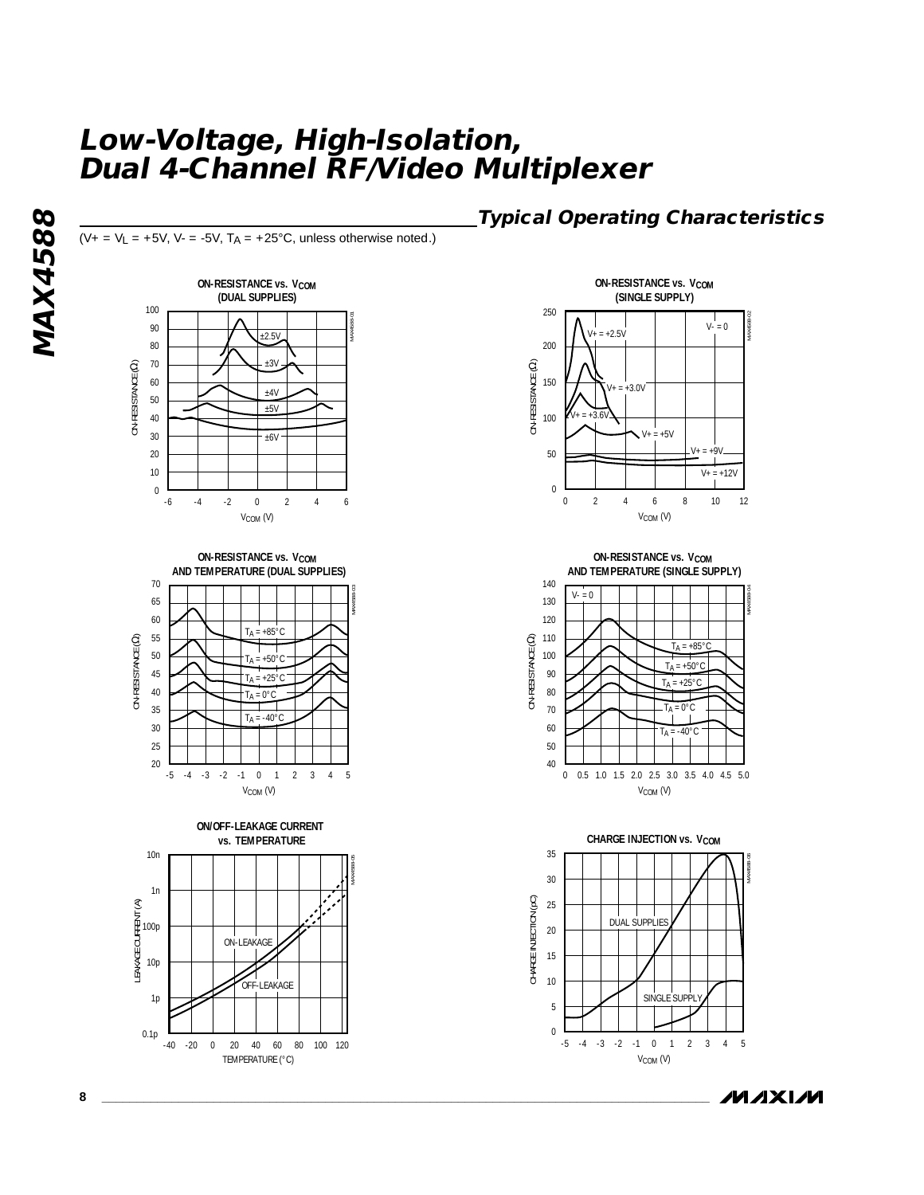## Typical Operating Characteristics

($V+ = V_L = +5V$, $V- = -5V$, $T_A = +25°C$, unless otherwise noted.)

**ON-RESISTANCE vs. $V_{COM}$ (DUAL SUPPLIES)**

**ON-RESISTANCE vs. $V_{COM}$ (SINGLE SUPPLY)**

**ON-RESISTANCE vs. $V_{COM}$ AND TEMPERATURE (DUAL SUPPLIES)**

**ON-RESISTANCE vs. $V_{COM}$ AND TEMPERATURE (SINGLE SUPPLY)**

**ON/OFF-LEAKAGE CURRENT vs. TEMPERATURE**

**CHARGE INJECTION vs. $V_{COM}$**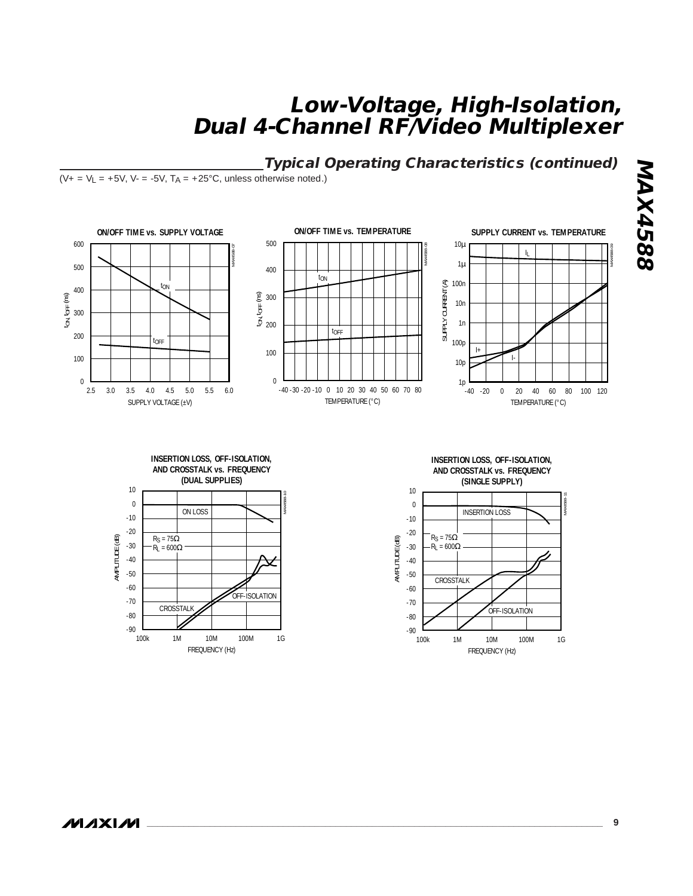## Typical Operating Characteristics (continued)

($V+ = V_L = +5V$, $V- = -5V$, $T_A = +25°C$, unless otherwise noted.)

**ON/OFF TIME vs. SUPPLY VOLTAGE**

**ON/OFF TIME vs. TEMPERATURE**

**SUPPLY CURRENT vs. TEMPERATURE**

**INSERTION LOSS, OFF-ISOLATION, AND CROSSTALK vs. FREQUENCY (DUAL SUPPLIES)**

**INSERTION LOSS, OFF-ISOLATION, AND CROSSTALK vs. FREQUENCY (SINGLE SUPPLY)**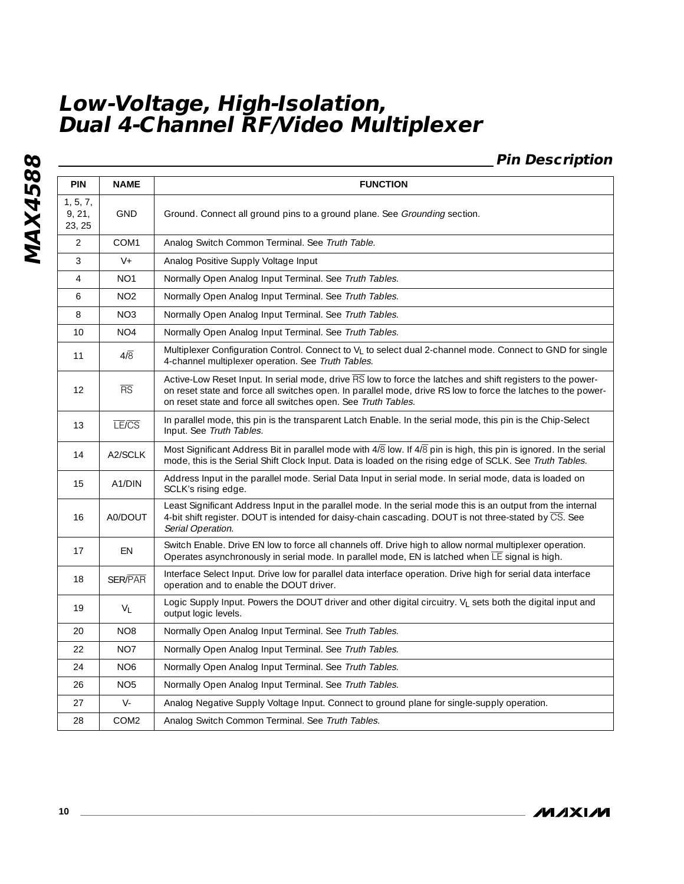## Pin Description

| PIN | NAME | FUNCTION |
|---|---|---|
| 1, 5, 7, 9, 21, 23, 25 | GND | Ground. Connect all ground pins to a ground plane. See *Grounding* section. |
| 2 | COM1 | Analog Switch Common Terminal. See *Truth Table*. |
| 3 | V+ | Analog Positive Supply Voltage Input |
| 4 | NO1 | Normally Open Analog Input Terminal. See *Truth Tables*. |
| 6 | NO2 | Normally Open Analog Input Terminal. See *Truth Tables*. |
| 8 | NO3 | Normally Open Analog Input Terminal. See *Truth Tables*. |
| 10 | NO4 | Normally Open Analog Input Terminal. See *Truth Tables*. |
| 11 | $4/\overline{8}$ | Multiplexer Configuration Control. Connect to $V_L$ to select dual 2-channel mode. Connect to GND for single 4-channel multiplexer operation. See *Truth Tables*. |
| 12 | $\overline{RS}$ | Active-Low Reset Input. In serial mode, drive $\overline{RS}$ low to force the latches and shift registers to the power-on reset state and force all switches open. In parallel mode, drive RS low to force the latches to the power-on reset state and force all switches open. See *Truth Tables*. |
| 13 | $\overline{LE}/\overline{CS}$ | In parallel mode, this pin is the transparent Latch Enable. In the serial mode, this pin is the Chip-Select Input. See *Truth Tables*. |
| 14 | A2/SCLK | Most Significant Address Bit in parallel mode with $4/\overline{8}$ low. If $4/\overline{8}$ pin is high, this pin is ignored. In the serial mode, this is the Serial Shift Clock Input. Data is loaded on the rising edge of SCLK. See *Truth Tables*. |
| 15 | A1/DIN | Address Input in the parallel mode. Serial Data Input in serial mode. In serial mode, data is loaded on SCLK's rising edge. |
| 16 | A0/DOUT | Least Significant Address Input in the parallel mode. In the serial mode this is an output from the internal 4-bit shift register. DOUT is intended for daisy-chain cascading. DOUT is not three-stated by $\overline{CS}$. See *Serial Operation*. |
| 17 | EN | Switch Enable. Drive EN low to force all channels off. Drive high to allow normal multiplexer operation. Operates asynchronously in serial mode. In parallel mode, EN is latched when $\overline{LE}$ signal is high. |
| 18 | SER/$\overline{PAR}$ | Interface Select Input. Drive low for parallel data interface operation. Drive high for serial data interface operation and to enable the DOUT driver. |
| 19 | $V_L$ | Logic Supply Input. Powers the DOUT driver and other digital circuitry. $V_L$ sets both the digital input and output logic levels. |
| 20 | NO8 | Normally Open Analog Input Terminal. See *Truth Tables*. |
| 22 | NO7 | Normally Open Analog Input Terminal. See *Truth Tables*. |
| 24 | NO6 | Normally Open Analog Input Terminal. See *Truth Tables*. |
| 26 | NO5 | Normally Open Analog Input Terminal. See *Truth Tables*. |
| 27 | V- | Analog Negative Supply Voltage Input. Connect to ground plane for single-supply operation. |
| 28 | COM2 | Analog Switch Common Terminal. See *Truth Tables*. |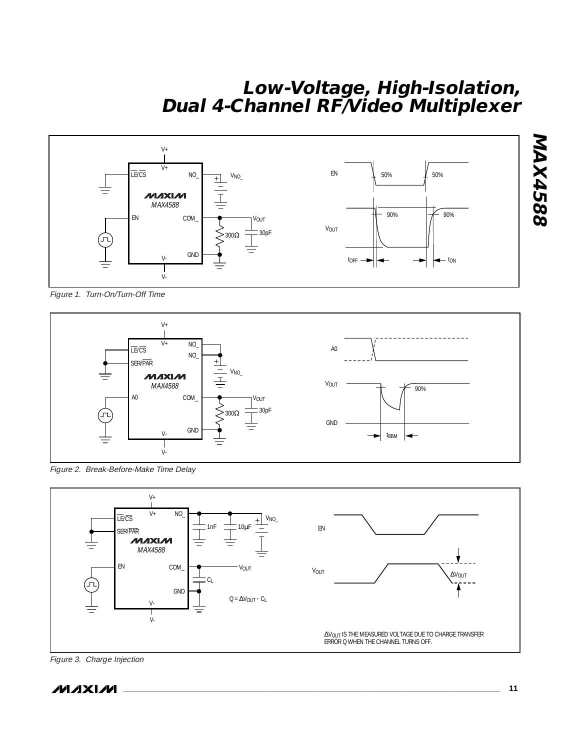Figure 1. Turn-On/Turn-Off Time

Figure 2. Break-Before-Make Time Delay

Figure 3. Charge Injection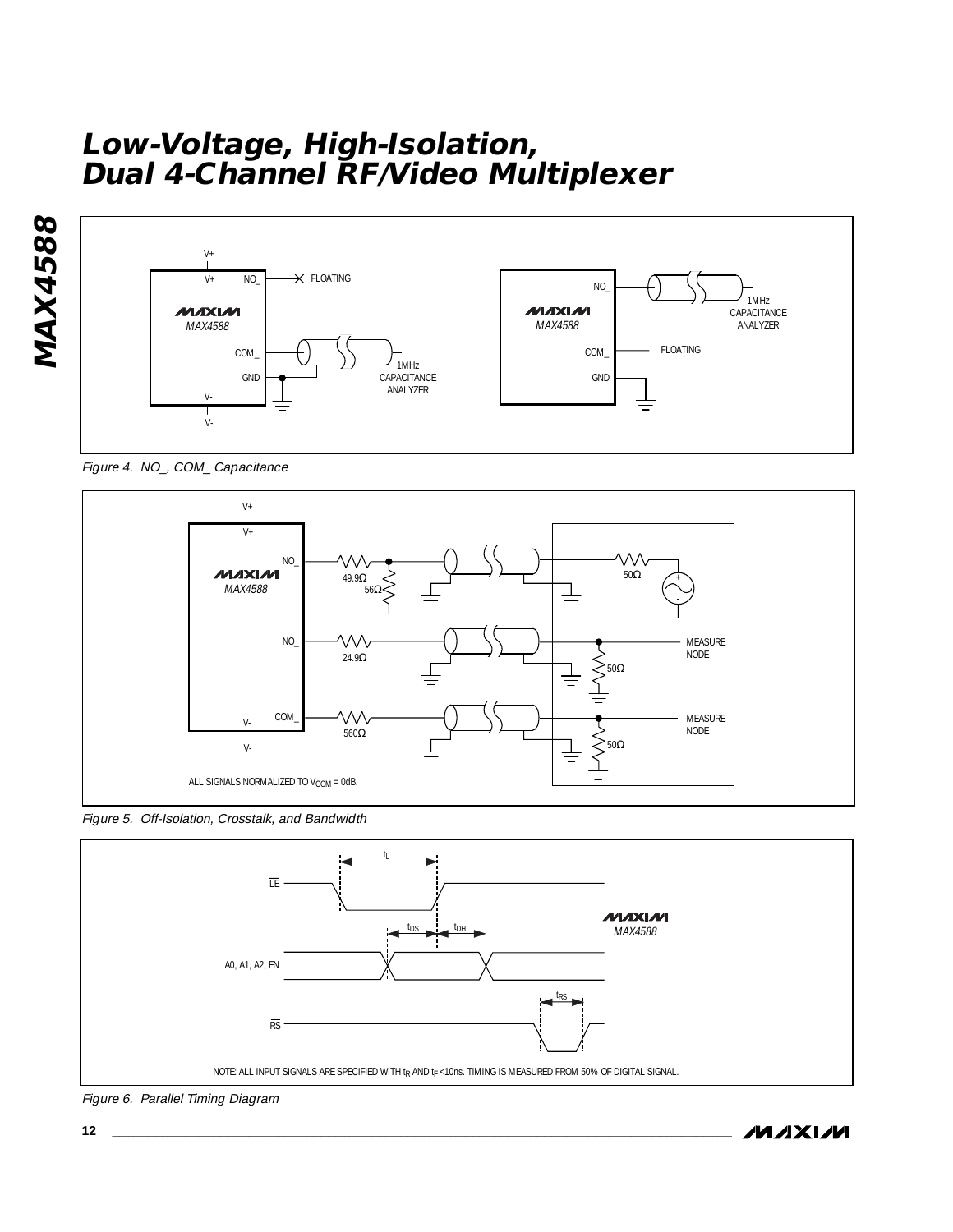Figure 4. NO_, COM_ Capacitance

ALL SIGNALS NORMALIZED TO $V_{COM}$ = 0dB.

Figure 5. Off-Isolation, Crosstalk, and Bandwidth

NOTE: ALL INPUT SIGNALS ARE SPECIFIED WITH $t_R$ AND $t_F$ <10ns. TIMING IS MEASURED FROM 50% OF DIGITAL SIGNAL.

Figure 6. Parallel Timing Diagram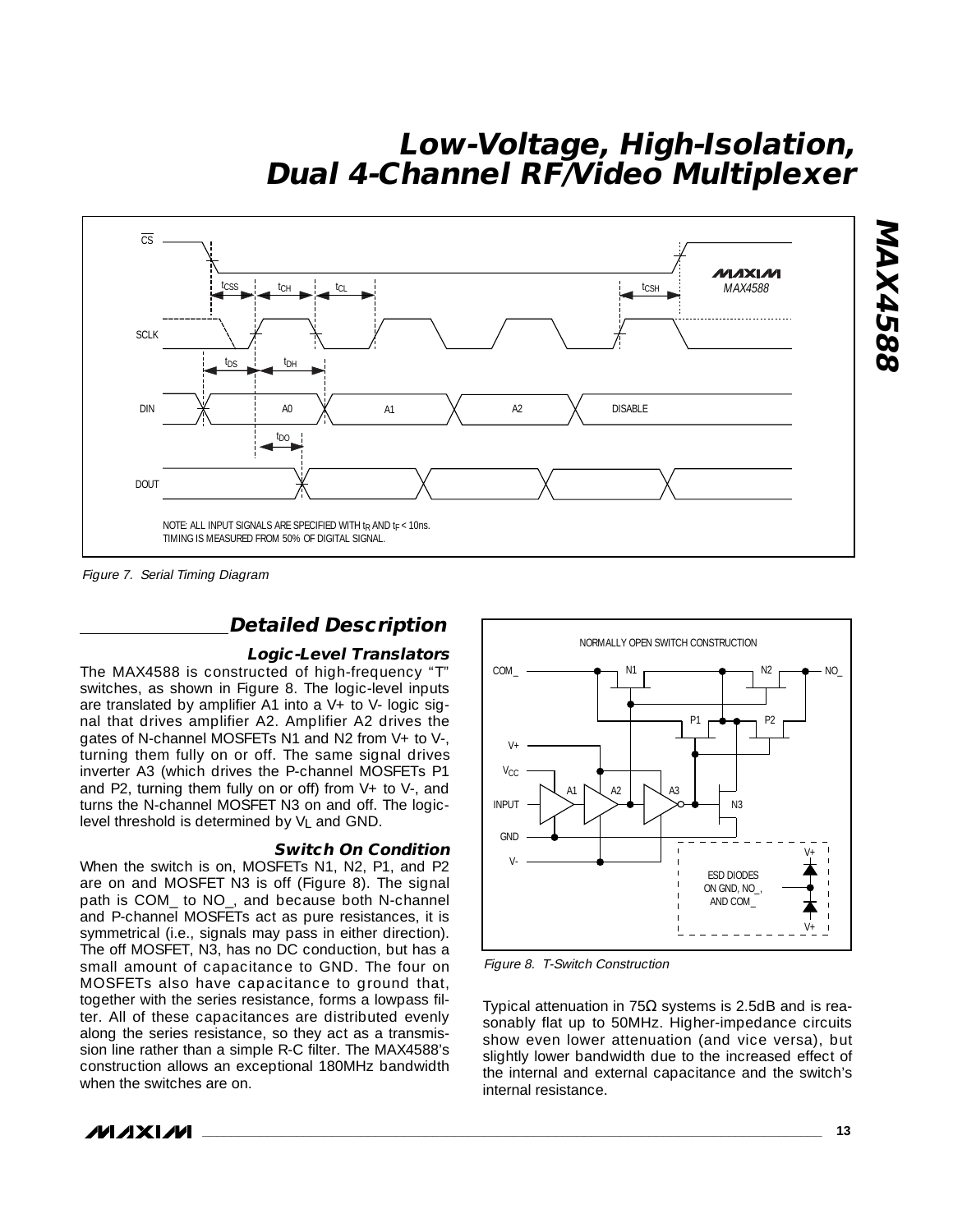Figure 7. Serial Timing Diagram

## Detailed Description

### Logic-Level Translators

The MAX4588 is constructed of high-frequency "T" switches, as shown in Figure 8. The logic-level inputs are translated by amplifier A1 into a V+ to V- logic signal that drives amplifier A2. Amplifier A2 drives the gates of N-channel MOSFETs N1 and N2 from V+ to V-, turning them fully on or off. The same signal drives inverter A3 (which drives the P-channel MOSFETs P1 and P2, turning them fully on or off) from V+ to V-, and turns the N-channel MOSFET N3 on and off. The logic-level threshold is determined by $V_L$ and GND.

### Switch On Condition

When the switch is on, MOSFETs N1, N2, P1, and P2 are on and MOSFET N3 is off (Figure 8). The signal path is COM_ to NO_, and because both N-channel and P-channel MOSFETs act as pure resistances, it is symmetrical (i.e., signals may pass in either direction). The off MOSFET, N3, has no DC conduction, but has a small amount of capacitance to GND. The four on MOSFETs also have capacitance to ground that, together with the series resistance, forms a lowpass filter. All of these capacitances are distributed evenly along the series resistance, so they act as a transmission line rather than a simple R-C filter. The MAX4588's construction allows an exceptional 180MHz bandwidth when the switches are on.

Figure 8. T-Switch Construction

Typical attenuation in 75Ω systems is 2.5dB and is reasonably flat up to 50MHz. Higher-impedance circuits show even lower attenuation (and vice versa), but slightly lower bandwidth due to the increased effect of the internal and external capacitance and the switch's internal resistance.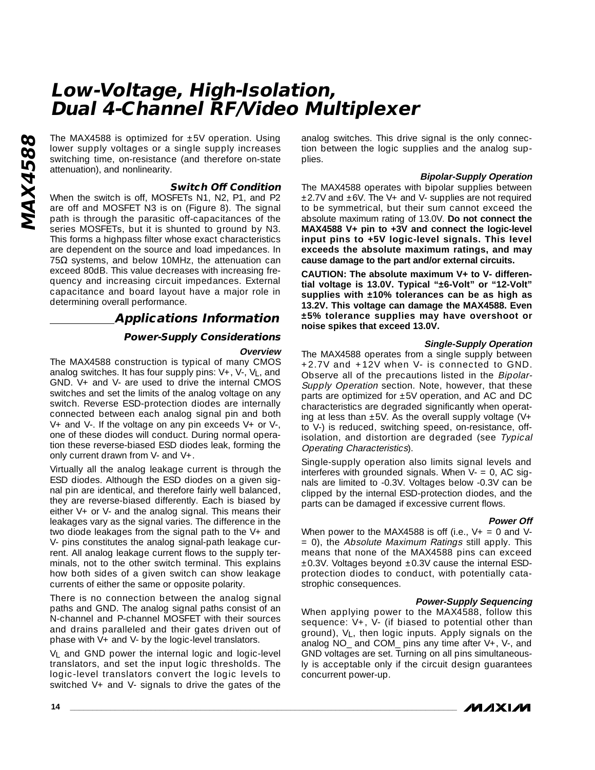The MAX4588 is optimized for ±5V operation. Using lower supply voltages or a single supply increases switching time, on-resistance (and therefore on-state attenuation), and nonlinearity.

#### Switch Off Condition

When the switch is off, MOSFETs N1, N2, P1, and P2 are off and MOSFET N3 is on (Figure 8). The signal path is through the parasitic off-capacitances of the series MOSFETs, but it is shunted to ground by N3. This forms a highpass filter whose exact characteristics are dependent on the source and load impedances. In 75Ω systems, and below 10MHz, the attenuation can exceed 80dB. This value decreases with increasing frequency and increasing circuit impedances. External capacitance and board layout have a major role in determining overall performance.

## Applications Information

### Power-Supply Considerations

#### Overview

The MAX4588 construction is typical of many CMOS analog switches. It has four supply pins: V+, V-, $V_L$, and GND. V+ and V- are used to drive the internal CMOS switches and set the limits of the analog voltage on any switch. Reverse ESD-protection diodes are internally connected between each analog signal pin and both V+ and V-. If the voltage on any pin exceeds V+ or V-, one of these diodes will conduct. During normal operation these reverse-biased ESD diodes leak, forming the only current drawn from V- and V+.

Virtually all the analog leakage current is through the ESD diodes. Although the ESD diodes on a given signal pin are identical, and therefore fairly well balanced, they are reverse-biased differently. Each is biased by either V+ or V- and the analog signal. This means their leakages vary as the signal varies. The difference in the two diode leakages from the signal path to the V+ and V- pins constitutes the analog signal-path leakage current. All analog leakage current flows to the supply terminals, not to the other switch terminal. This explains how both sides of a given switch can show leakage currents of either the same or opposite polarity.

There is no connection between the analog signal paths and GND. The analog signal paths consist of an N-channel and P-channel MOSFET with their sources and drains paralleled and their gates driven out of phase with V+ and V- by the logic-level translators.

$V_L$ and GND power the internal logic and logic-level translators, and set the input logic thresholds. The logic-level translators convert the logic levels to switched V+ and V- signals to drive the gates of the analog switches. This drive signal is the only connection between the logic supplies and the analog supplies.

#### Bipolar-Supply Operation

The MAX4588 operates with bipolar supplies between ±2.7V and ±6V. The V+ and V- supplies are not required to be symmetrical, but their sum cannot exceed the absolute maximum rating of 13.0V. **Do not connect the MAX4588 V+ pin to +3V and connect the logic-level input pins to +5V logic-level signals. This level exceeds the absolute maximum ratings, and may cause damage to the part and/or external circuits.**

**CAUTION: The absolute maximum V+ to V- differential voltage is 13.0V. Typical "±6-Volt" or "12-Volt" supplies with ±10% tolerances can be as high as 13.2V. This voltage can damage the MAX4588. Even ±5% tolerance supplies may have overshoot or noise spikes that exceed 13.0V.**

#### Single-Supply Operation

The MAX4588 operates from a single supply between +2.7V and +12V when V- is connected to GND. Observe all of the precautions listed in the *Bipolar-Supply Operation* section. Note, however, that these parts are optimized for ±5V operation, and AC and DC characteristics are degraded significantly when operating at less than ±5V. As the overall supply voltage (V+ to V-) is reduced, switching speed, on-resistance, off-isolation, and distortion are degraded (see *Typical Operating Characteristics*).

Single-supply operation also limits signal levels and interferes with grounded signals. When V- = 0, AC signals are limited to -0.3V. Voltages below -0.3V can be clipped by the internal ESD-protection diodes, and the parts can be damaged if excessive current flows.

#### Power Off

When power to the MAX4588 is off (i.e., V+ = 0 and V- = 0), the *Absolute Maximum Ratings* still apply. This means that none of the MAX4588 pins can exceed ±0.3V. Voltages beyond ±0.3V cause the internal ESD-protection diodes to conduct, with potentially catastrophic consequences.

#### Power-Supply Sequencing

When applying power to the MAX4588, follow this sequence: V+, V- (if biased to potential other than ground), $V_L$, then logic inputs. Apply signals on the analog NO_ and COM_ pins any time after V+, V-, and GND voltages are set. Turning on all pins simultaneously is acceptable only if the circuit design guarantees concurrent power-up.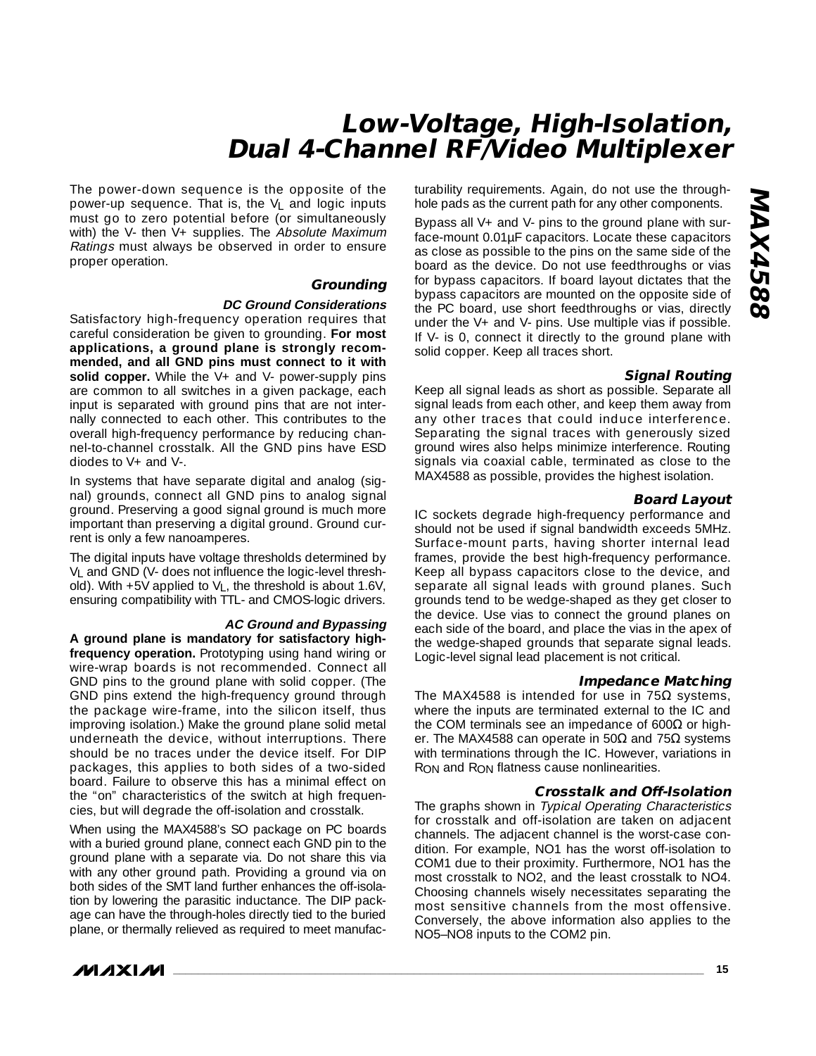The power-down sequence is the opposite of the power-up sequence. That is, the $V_L$ and logic inputs must go to zero potential before (or simultaneously with) the V- then V+ supplies. The *Absolute Maximum Ratings* must always be observed in order to ensure proper operation.

## Grounding

### DC Ground Considerations

Satisfactory high-frequency operation requires that careful consideration be given to grounding. **For most applications, a ground plane is strongly recommended, and all GND pins must connect to it with solid copper.** While the V+ and V- power-supply pins are common to all switches in a given package, each input is separated with ground pins that are not internally connected to each other. This contributes to the overall high-frequency performance by reducing channel-to-channel crosstalk. All the GND pins have ESD diodes to V+ and V-.

In systems that have separate digital and analog (signal) grounds, connect all GND pins to analog signal ground. Preserving a good signal ground is much more important than preserving a digital ground. Ground current is only a few nanoamperes.

The digital inputs have voltage thresholds determined by $V_L$ and GND (V- does not influence the logic-level threshold). With +5V applied to $V_L$, the threshold is about 1.6V, ensuring compatibility with TTL- and CMOS-logic drivers.

### AC Ground and Bypassing

**A ground plane is mandatory for satisfactory high-frequency operation.** Prototyping using hand wiring or wire-wrap boards is not recommended. Connect all GND pins to the ground plane with solid copper. (The GND pins extend the high-frequency ground through the package wire-frame, into the silicon itself, thus improving isolation.) Make the ground plane solid metal underneath the device, without interruptions. There should be no traces under the device itself. For DIP packages, this applies to both sides of a two-sided board. Failure to observe this has a minimal effect on the "on" characteristics of the switch at high frequencies, but will degrade the off-isolation and crosstalk.

When using the MAX4588's SO package on PC boards with a buried ground plane, connect each GND pin to the ground plane with a separate via. Do not share this via with any other ground path. Providing a ground via on both sides of the SMT land further enhances the off-isolation by lowering the parasitic inductance. The DIP package can have the through-holes directly tied to the buried plane, or thermally relieved as required to meet manufacturability requirements. Again, do not use the through-hole pads as the current path for any other components.

Bypass all V+ and V- pins to the ground plane with surface-mount 0.01µF capacitors. Locate these capacitors as close as possible to the pins on the same side of the board as the device. Do not use feedthroughs or vias for bypass capacitors. If board layout dictates that the bypass capacitors are mounted on the opposite side of the PC board, use short feedthroughs or vias, directly under the V+ and V- pins. Use multiple vias if possible. If V- is 0, connect it directly to the ground plane with solid copper. Keep all traces short.

## Signal Routing

Keep all signal leads as short as possible. Separate all signal leads from each other, and keep them away from any other traces that could induce interference. Separating the signal traces with generously sized ground wires also helps minimize interference. Routing signals via coaxial cable, terminated as close to the MAX4588 as possible, provides the highest isolation.

## Board Layout

IC sockets degrade high-frequency performance and should not be used if signal bandwidth exceeds 5MHz. Surface-mount parts, having shorter internal lead frames, provide the best high-frequency performance. Keep all bypass capacitors close to the device, and separate all signal leads with ground planes. Such grounds tend to be wedge-shaped as they get closer to the device. Use vias to connect the ground planes on each side of the board, and place the vias in the apex of the wedge-shaped grounds that separate signal leads. Logic-level signal lead placement is not critical.

## Impedance Matching

The MAX4588 is intended for use in 75Ω systems, where the inputs are terminated external to the IC and the COM terminals see an impedance of 600Ω or higher. The MAX4588 can operate in 50Ω and 75Ω systems with terminations through the IC. However, variations in $R_{ON}$ and $R_{ON}$ flatness cause nonlinearities.

## Crosstalk and Off-Isolation

The graphs shown in *Typical Operating Characteristics* for crosstalk and off-isolation are taken on adjacent channels. The adjacent channel is the worst-case condition. For example, NO1 has the worst off-isolation to COM1 due to their proximity. Furthermore, NO1 has the most crosstalk to NO2, and the least crosstalk to NO4. Choosing channels wisely necessitates separating the most sensitive channels from the most offensive. Conversely, the above information also applies to the NO5–NO8 inputs to the COM2 pin.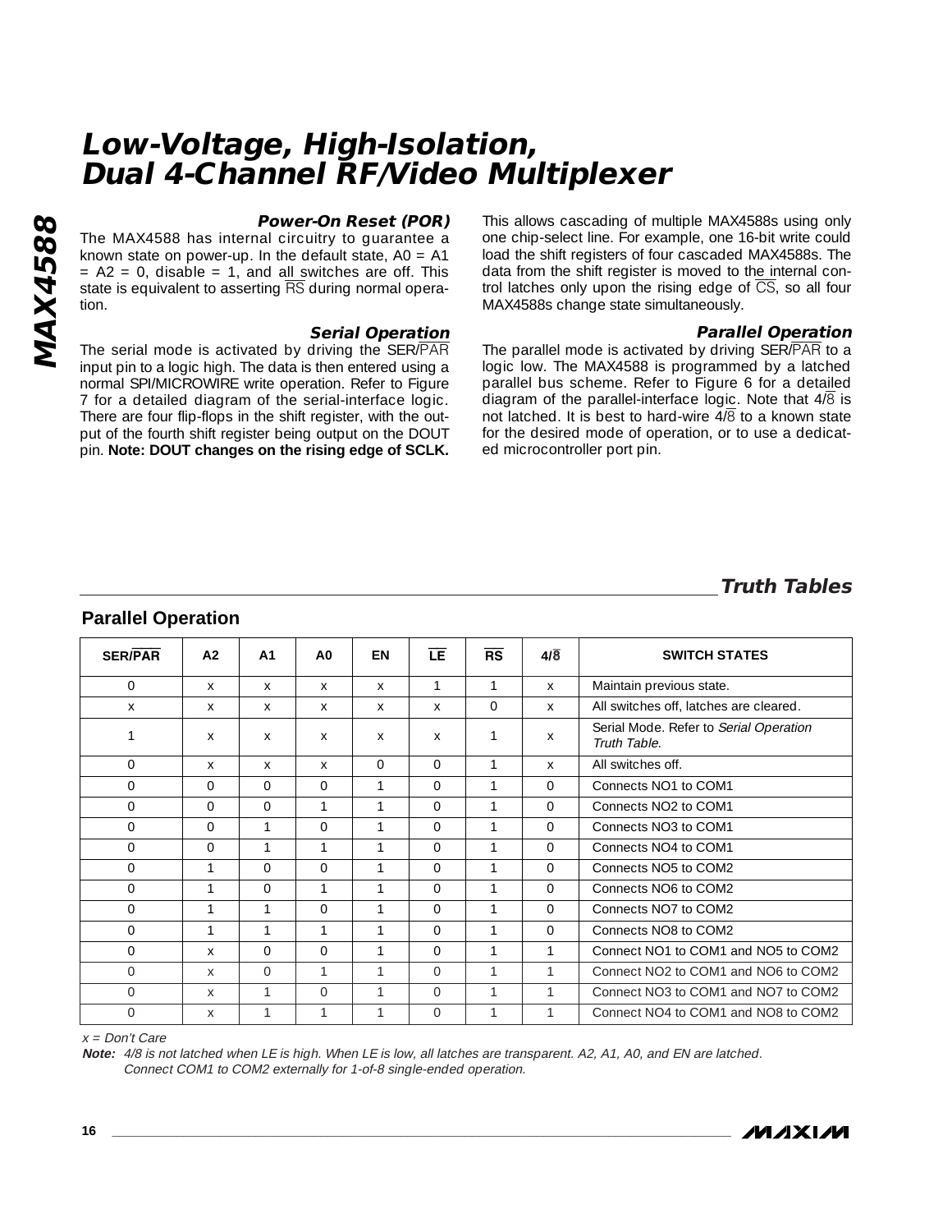## Power-On Reset (POR)

The MAX4588 has internal circuitry to guarantee a known state on power-up. In the default state, A0 = A1 = A2 = 0, disable = 1, and all switches are off. This state is equivalent to asserting $\overline{RS}$ during normal operation.

## Serial Operation

The serial mode is activated by driving the SER/$\overline{PAR}$ input pin to a logic high. The data is then entered using a normal SPI/MICROWIRE write operation. Refer to Figure 7 for a detailed diagram of the serial-interface logic. There are four flip-flops in the shift register, with the output of the fourth shift register being output on the DOUT pin. **Note: DOUT changes on the rising edge of SCLK.** This allows cascading of multiple MAX4588s using only one chip-select line. For example, one 16-bit write could load the shift registers of four cascaded MAX4588s. The data from the shift register is moved to the internal control latches only upon the rising edge of $\overline{CS}$, so all four MAX4588s change state simultaneously.

## Parallel Operation

The parallel mode is activated by driving SER/$\overline{PAR}$ to a logic low. The MAX4588 is programmed by a latched parallel bus scheme. Refer to Figure 6 for a detailed diagram of the parallel-interface logic. Note that 4/$\overline{8}$ is not latched. It is best to hard-wire 4/$\overline{8}$ to a known state for the desired mode of operation, or to use a dedicated microcontroller port pin.

## Truth Tables

### Parallel Operation

| SER/$\overline{PAR}$ | A2 | A1 | A0 | EN | $\overline{LE}$ | $\overline{RS}$ | 4/$\overline{8}$ | SWITCH STATES |
|---|---|---|---|---|---|---|---|---|
| 0 | x | x | x | x | 1 | 1 | x | Maintain previous state. |
| x | x | x | x | x | x | 0 | x | All switches off, latches are cleared. |
| 1 | x | x | x | x | x | 1 | x | Serial Mode. Refer to *Serial Operation Truth Table*. |
| 0 | x | x | x | 0 | 0 | 1 | x | All switches off. |
| 0 | 0 | 0 | 0 | 1 | 0 | 1 | 0 | Connects NO1 to COM1 |
| 0 | 0 | 0 | 1 | 1 | 0 | 1 | 0 | Connects NO2 to COM1 |
| 0 | 0 | 1 | 0 | 1 | 0 | 1 | 0 | Connects NO3 to COM1 |
| 0 | 0 | 1 | 1 | 1 | 0 | 1 | 0 | Connects NO4 to COM1 |
| 0 | 1 | 0 | 0 | 1 | 0 | 1 | 0 | Connects NO5 to COM2 |
| 0 | 1 | 0 | 1 | 1 | 0 | 1 | 0 | Connects NO6 to COM2 |
| 0 | 1 | 1 | 0 | 1 | 0 | 1 | 0 | Connects NO7 to COM2 |
| 0 | 1 | 1 | 1 | 1 | 0 | 1 | 0 | Connects NO8 to COM2 |
| 0 | x | 0 | 0 | 1 | 0 | 1 | 1 | Connect NO1 to COM1 and NO5 to COM2 |
| 0 | x | 0 | 1 | 1 | 0 | 1 | 1 | Connect NO2 to COM1 and NO6 to COM2 |
| 0 | x | 1 | 0 | 1 | 0 | 1 | 1 | Connect NO3 to COM1 and NO7 to COM2 |
| 0 | x | 1 | 1 | 1 | 0 | 1 | 1 | Connect NO4 to COM1 and NO8 to COM2 |

*x = Don't Care*

***Note:*** *4/8 is not latched when LE is high. When LE is low, all latches are transparent. A2, A1, A0, and EN are latched. Connect COM1 to COM2 externally for 1-of-8 single-ended operation.*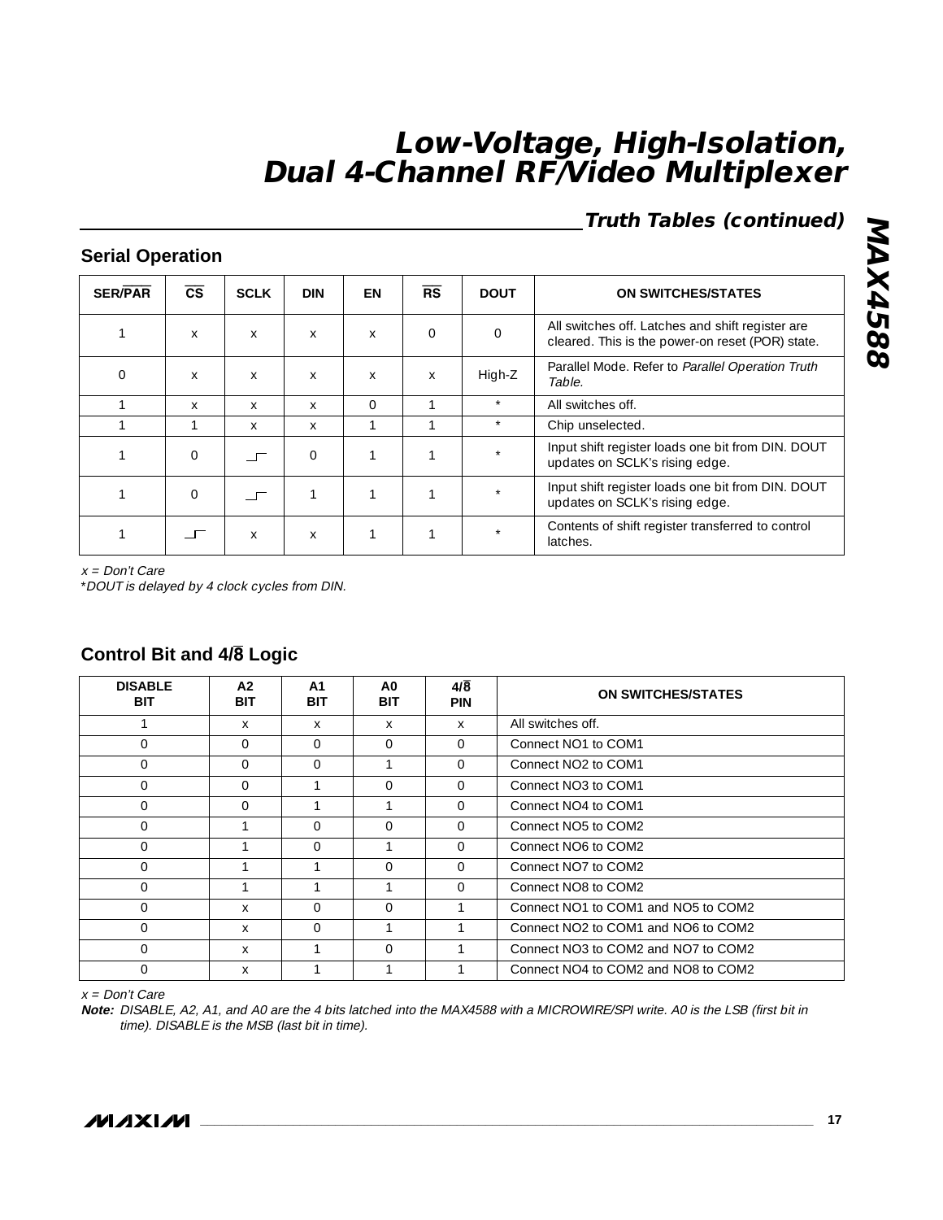## Truth Tables (continued)

### Serial Operation

| SER/$\overline{PAR}$ | $\overline{CS}$ | SCLK | DIN | EN | $\overline{RS}$ | DOUT | ON SWITCHES/STATES |
|---|---|---|---|---|---|---|---|
| 1 | x | x | x | x | 0 | 0 | All switches off. Latches and shift register are cleared. This is the power-on reset (POR) state. |
| 0 | x | x | x | x | x | High-Z | Parallel Mode. Refer to *Parallel Operation Truth Table.* |
| 1 | x | x | x | 0 | 1 | * | All switches off. |
| 1 | 1 | x | x | 1 | 1 | * | Chip unselected. |
| 1 | 0 | ↑ | 0 | 1 | 1 | * | Input shift register loads one bit from DIN. DOUT updates on SCLK's rising edge. |
| 1 | 0 | ↑ | 1 | 1 | 1 | * | Input shift register loads one bit from DIN. DOUT updates on SCLK's rising edge. |
| 1 | ↑ | x | x | 1 | 1 | * | Contents of shift register transferred to control latches. |

*x = Don't Care*

*\*DOUT is delayed by 4 clock cycles from DIN.*

### Control Bit and 4/$\overline{8}$ Logic

| DISABLE BIT | A2 BIT | A1 BIT | A0 BIT | 4/$\overline{8}$ PIN | ON SWITCHES/STATES |
|---|---|---|---|---|---|
| 1 | x | x | x | x | All switches off. |
| 0 | 0 | 0 | 0 | 0 | Connect NO1 to COM1 |
| 0 | 0 | 0 | 1 | 0 | Connect NO2 to COM1 |
| 0 | 0 | 1 | 0 | 0 | Connect NO3 to COM1 |
| 0 | 0 | 1 | 1 | 0 | Connect NO4 to COM1 |
| 0 | 1 | 0 | 0 | 0 | Connect NO5 to COM2 |
| 0 | 1 | 0 | 1 | 0 | Connect NO6 to COM2 |
| 0 | 1 | 1 | 0 | 0 | Connect NO7 to COM2 |
| 0 | 1 | 1 | 1 | 0 | Connect NO8 to COM2 |
| 0 | x | 0 | 0 | 1 | Connect NO1 to COM1 and NO5 to COM2 |
| 0 | x | 0 | 1 | 1 | Connect NO2 to COM1 and NO6 to COM2 |
| 0 | x | 1 | 0 | 1 | Connect NO3 to COM2 and NO7 to COM2 |
| 0 | x | 1 | 1 | 1 | Connect NO4 to COM2 and NO8 to COM2 |

*x = Don't Care*

***Note:*** *DISABLE, A2, A1, and A0 are the 4 bits latched into the MAX4588 with a MICROWIRE/SPI write. A0 is the LSB (first bit in time). DISABLE is the MSB (last bit in time).*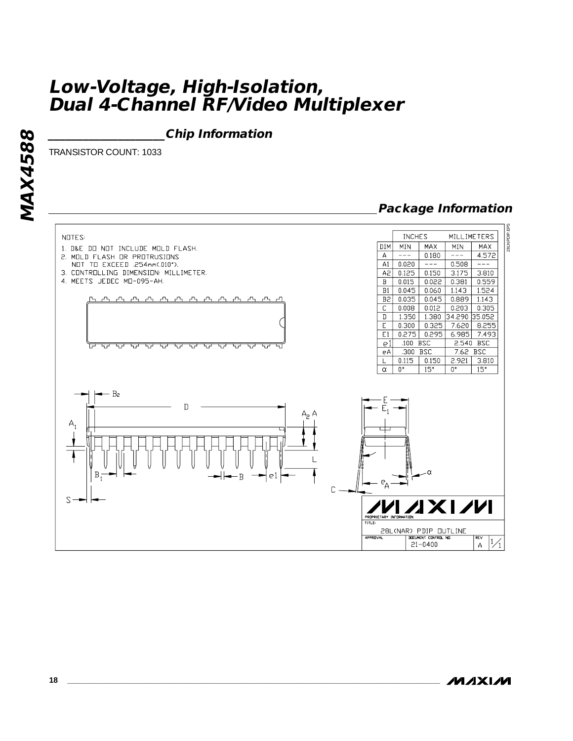## Chip Information

TRANSISTOR COUNT: 1033

## Package Information

NOTES:

1. D&E DO NOT INCLUDE MOLD FLASH.
2. MOLD FLASH OR PROTRUSIONS NOT TO EXCEED .254mm(.010").
3. CONTROLLING DIMENSION: MILLIMETER.
4. MEETS JEDEC MO-095-AH.

| DIM | INCHES MIN | INCHES MAX | MILLIMETERS MIN | MILLIMETERS MAX |
|---|---|---|---|---|
| A | --- | 0.180 | --- | 4.572 |
| A1 | 0.020 | --- | 0.508 | --- |
| A2 | 0.125 | 0.150 | 3.175 | 3.810 |
| B | 0.015 | 0.022 | 0.381 | 0.559 |
| B1 | 0.045 | 0.060 | 1.143 | 1.524 |
| B2 | 0.035 | 0.045 | 0.889 | 1.143 |
| C | 0.008 | 0.012 | 0.203 | 0.305 |
| D | 1.350 | 1.380 | 34.290 | 35.052 |
| E | 0.300 | 0.325 | 7.620 | 8.255 |
| E1 | 0.275 | 0.295 | 6.985 | 7.493 |
| e1 | .100 BSC | | 2.540 BSC | |
| eA | .300 BSC | | 7.62 BSC | |
| L | 0.115 | 0.150 | 2.921 | 3.810 |
| α | 0° | 15° | 0° | 15° |

PROPRIETARY INFORMATION

TITLE: 28L(NAR) PDIP OUTLINE

DOCUMENT CONTROL NO. 21-0400 REV A 1/1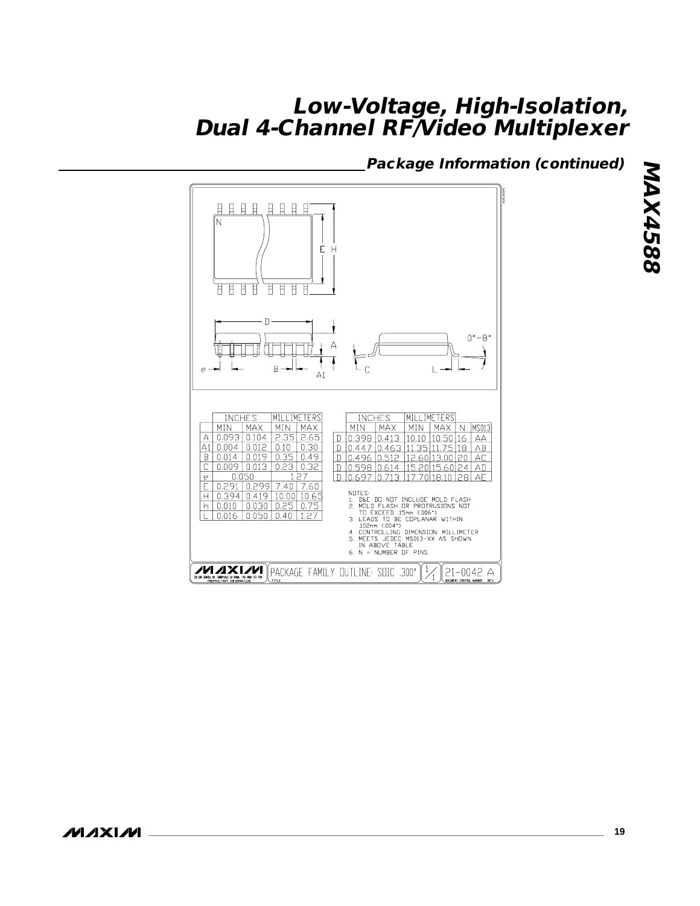## Package Information (continued)

| | INCHES | | MILLIMETERS | |
|---|---|---|---|---|
| | MIN | MAX | MIN | MAX |
| A | 0.093 | 0.104 | 2.35 | 2.65 |
| A1 | 0.004 | 0.012 | 0.10 | 0.30 |
| B | 0.014 | 0.019 | 0.35 | 0.49 |
| C | 0.009 | 0.013 | 0.23 | 0.32 |
| e | 0.050 | | 1.27 | |
| E | 0.291 | 0.299 | 7.40 | 7.60 |
| H | 0.394 | 0.419 | 10.00 | 10.65 |
| h | 0.010 | 0.030 | 0.25 | 0.75 |
| L | 0.016 | 0.050 | 0.40 | 1.27 |

| | INCHES | | MILLIMETERS | | | |
|---|---|---|---|---|---|---|
| | MIN | MAX | MIN | MAX | N | MS013 |
| D | 0.398 | 0.413 | 10.10 | 10.50 | 16 | AA |
| D | 0.447 | 0.463 | 11.35 | 11.75 | 18 | AB |
| D | 0.496 | 0.512 | 12.60 | 13.00 | 20 | AC |
| D | 0.598 | 0.614 | 15.20 | 15.60 | 24 | AD |
| D | 0.697 | 0.713 | 17.70 | 18.10 | 28 | AE |

NOTES:
1. D&E DO NOT INCLUDE MOLD FLASH
2. MOLD FLASH OR PROTRUSIONS NOT TO EXCEED .15mm (.006")
3. LEADS TO BE COPLANAR WITHIN .102mm (.004")
4. CONTROLLING DIMENSION: MILLIMETER
5. MEETS JEDEC MS013-XX AS SHOWN IN ABOVE TABLE
6. N = NUMBER OF PINS

MAXIM — PROPRIETARY INFORMATION

TITLE: PACKAGE FAMILY OUTLINE: SOIC .300" — 1/1 — DOCUMENT CONTROL NUMBER: 21-0042 — REV: A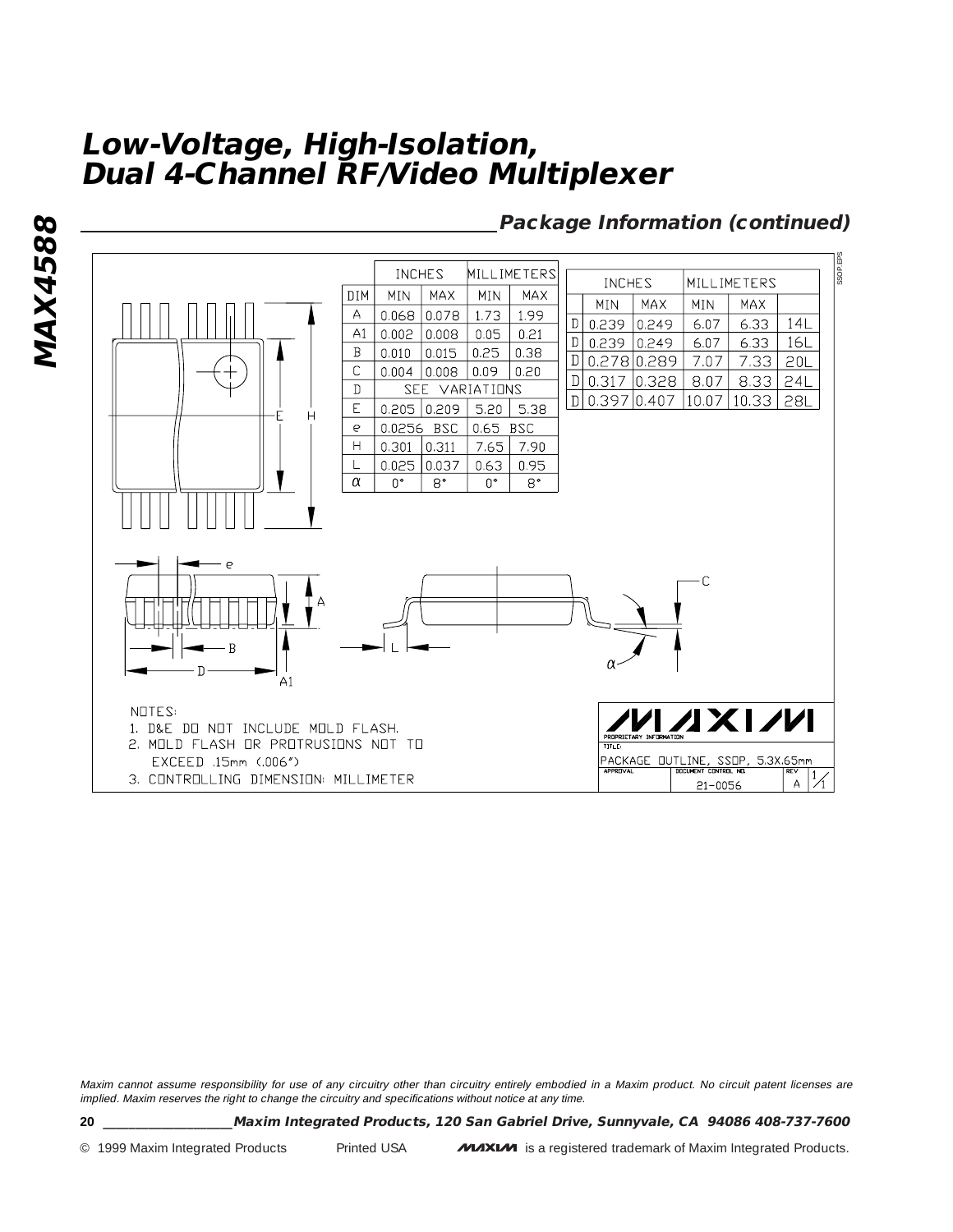## Package Information (continued)

| DIM | INCHES MIN | INCHES MAX | MILLIMETERS MIN | MILLIMETERS MAX |
|---|---|---|---|---|
| A | 0.068 | 0.078 | 1.73 | 1.99 |
| A1 | 0.002 | 0.008 | 0.05 | 0.21 |
| B | 0.010 | 0.015 | 0.25 | 0.38 |
| C | 0.004 | 0.008 | 0.09 | 0.20 |
| D | SEE VARIATIONS | | | |
| E | 0.205 | 0.209 | 5.20 | 5.38 |
| e | 0.0256 BSC | | 0.65 BSC | |
| H | 0.301 | 0.311 | 7.65 | 7.90 |
| L | 0.025 | 0.037 | 0.63 | 0.95 |
| α | 0° | 8° | 0° | 8° |

| | INCHES MIN | INCHES MAX | MILLIMETERS MIN | MILLIMETERS MAX | |
|---|---|---|---|---|---|
| D | 0.239 | 0.249 | 6.07 | 6.33 | 14L |
| D | 0.239 | 0.249 | 6.07 | 6.33 | 16L |
| D | 0.278 | 0.289 | 7.07 | 7.33 | 20L |
| D | 0.317 | 0.328 | 8.07 | 8.33 | 24L |
| D | 0.397 | 0.407 | 10.07 | 10.33 | 28L |

E H e A B D A1 L C α

NOTES:
1. D&E DO NOT INCLUDE MOLD FLASH.
2. MOLD FLASH OR PROTRUSIONS NOT TO EXCEED .15mm (.006")
3. CONTROLLING DIMENSION: MILLIMETER

MAXIM PROPRIETARY INFORMATION
TITLE: PACKAGE OUTLINE, SSOP, 5.3X.65mm
APPROVAL DOCUMENT CONTROL NO. 21-0056 REV A 1/1

SSOP.EPS

*Maxim cannot assume responsibility for use of any circuitry other than circuitry entirely embodied in a Maxim product. No circuit patent licenses are implied. Maxim reserves the right to change the circuitry and specifications without notice at any time.*

***Maxim Integrated Products, 120 San Gabriel Drive, Sunnyvale, CA 94086 408-737-7600***

© 1999 Maxim Integrated Products Printed USA MAXIM is a registered trademark of Maxim Integrated Products.